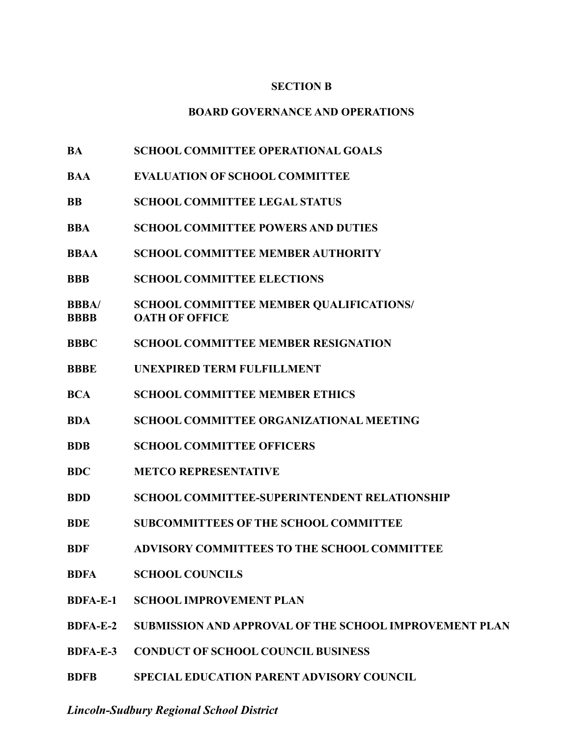# SECTION B

## BOARD GOVERNANCE AND OPERATIONS

| | |
|---|---|
| **BA** | **SCHOOL COMMITTEE OPERATIONAL GOALS** |
| **BAA** | **EVALUATION OF SCHOOL COMMITTEE** |
| **BB** | **SCHOOL COMMITTEE LEGAL STATUS** |
| **BBA** | **SCHOOL COMMITTEE POWERS AND DUTIES** |
| **BBAA** | **SCHOOL COMMITTEE MEMBER AUTHORITY** |
| **BBB** | **SCHOOL COMMITTEE ELECTIONS** |
| **BBBA/ BBBB** | **SCHOOL COMMITTEE MEMBER QUALIFICATIONS/ OATH OF OFFICE** |
| **BBBC** | **SCHOOL COMMITTEE MEMBER RESIGNATION** |
| **BBBE** | **UNEXPIRED TERM FULFILLMENT** |
| **BCA** | **SCHOOL COMMITTEE MEMBER ETHICS** |
| **BDA** | **SCHOOL COMMITTEE ORGANIZATIONAL MEETING** |
| **BDB** | **SCHOOL COMMITTEE OFFICERS** |
| **BDC** | **METCO REPRESENTATIVE** |
| **BDD** | **SCHOOL COMMITTEE-SUPERINTENDENT RELATIONSHIP** |
| **BDE** | **SUBCOMMITTEES OF THE SCHOOL COMMITTEE** |
| **BDF** | **ADVISORY COMMITTEES TO THE SCHOOL COMMITTEE** |
| **BDFA** | **SCHOOL COUNCILS** |
| **BDFA-E-1** | **SCHOOL IMPROVEMENT PLAN** |
| **BDFA-E-2** | **SUBMISSION AND APPROVAL OF THE SCHOOL IMPROVEMENT PLAN** |
| **BDFA-E-3** | **CONDUCT OF SCHOOL COUNCIL BUSINESS** |
| **BDFB** | **SPECIAL EDUCATION PARENT ADVISORY COUNCIL** |

*Lincoln-Sudbury Regional School District*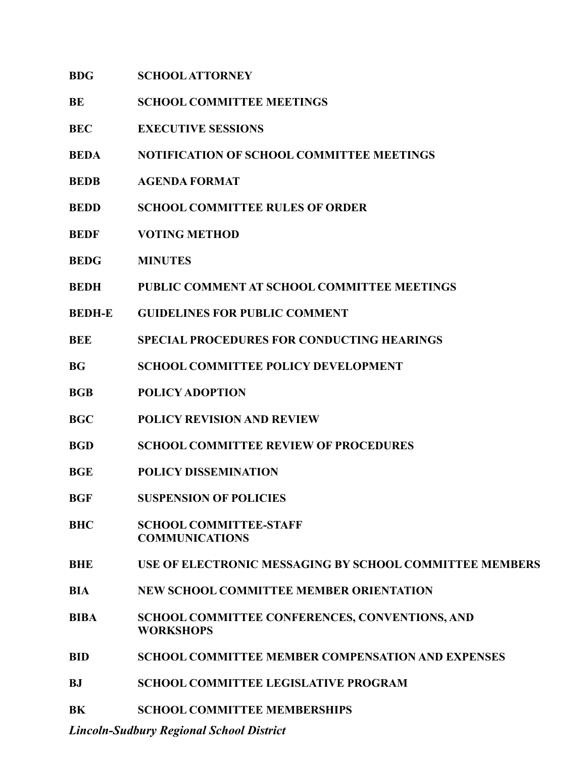| | |
|---|---|
| **BDG** | **SCHOOL ATTORNEY** |
| **BE** | **SCHOOL COMMITTEE MEETINGS** |
| **BEC** | **EXECUTIVE SESSIONS** |
| **BEDA** | **NOTIFICATION OF SCHOOL COMMITTEE MEETINGS** |
| **BEDB** | **AGENDA FORMAT** |
| **BEDD** | **SCHOOL COMMITTEE RULES OF ORDER** |
| **BEDF** | **VOTING METHOD** |
| **BEDG** | **MINUTES** |
| **BEDH** | **PUBLIC COMMENT AT SCHOOL COMMITTEE MEETINGS** |
| **BEDH-E** | **GUIDELINES FOR PUBLIC COMMENT** |
| **BEE** | **SPECIAL PROCEDURES FOR CONDUCTING HEARINGS** |
| **BG** | **SCHOOL COMMITTEE POLICY DEVELOPMENT** |
| **BGB** | **POLICY ADOPTION** |
| **BGC** | **POLICY REVISION AND REVIEW** |
| **BGD** | **SCHOOL COMMITTEE REVIEW OF PROCEDURES** |
| **BGE** | **POLICY DISSEMINATION** |
| **BGF** | **SUSPENSION OF POLICIES** |
| **BHC** | **SCHOOL COMMITTEE-STAFF COMMUNICATIONS** |
| **BHE** | **USE OF ELECTRONIC MESSAGING BY SCHOOL COMMITTEE MEMBERS** |
| **BIA** | **NEW SCHOOL COMMITTEE MEMBER ORIENTATION** |
| **BIBA** | **SCHOOL COMMITTEE CONFERENCES, CONVENTIONS, AND WORKSHOPS** |
| **BID** | **SCHOOL COMMITTEE MEMBER COMPENSATION AND EXPENSES** |
| **BJ** | **SCHOOL COMMITTEE LEGISLATIVE PROGRAM** |
| **BK** | **SCHOOL COMMITTEE MEMBERSHIPS** |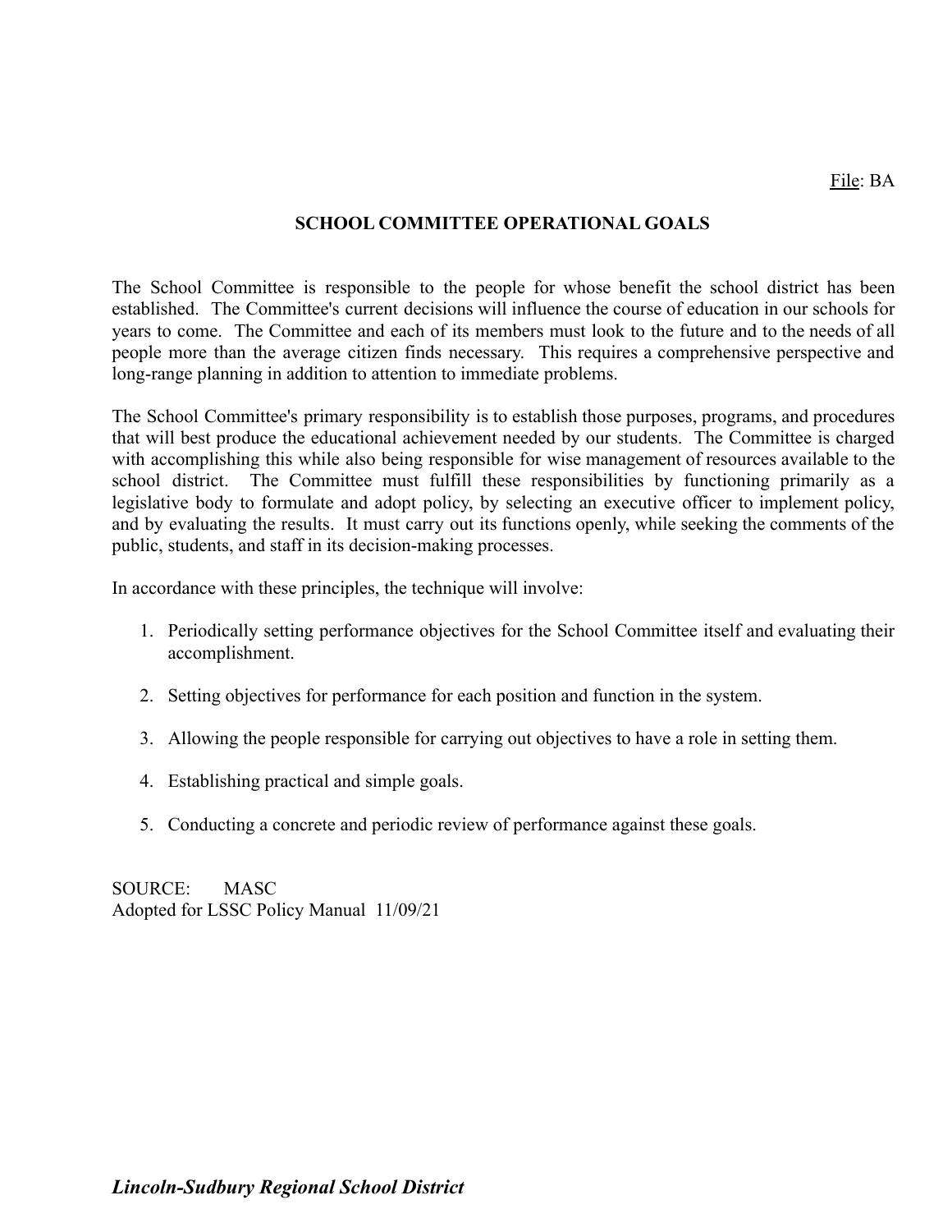File: BA

## SCHOOL COMMITTEE OPERATIONAL GOALS

The School Committee is responsible to the people for whose benefit the school district has been established. The Committee's current decisions will influence the course of education in our schools for years to come. The Committee and each of its members must look to the future and to the needs of all people more than the average citizen finds necessary. This requires a comprehensive perspective and long-range planning in addition to attention to immediate problems.

The School Committee's primary responsibility is to establish those purposes, programs, and procedures that will best produce the educational achievement needed by our students. The Committee is charged with accomplishing this while also being responsible for wise management of resources available to the school district. The Committee must fulfill these responsibilities by functioning primarily as a legislative body to formulate and adopt policy, by selecting an executive officer to implement policy, and by evaluating the results. It must carry out its functions openly, while seeking the comments of the public, students, and staff in its decision-making processes.

In accordance with these principles, the technique will involve:

1. Periodically setting performance objectives for the School Committee itself and evaluating their accomplishment.
2. Setting objectives for performance for each position and function in the system.
3. Allowing the people responsible for carrying out objectives to have a role in setting them.
4. Establishing practical and simple goals.
5. Conducting a concrete and periodic review of performance against these goals.

SOURCE: MASC
Adopted for LSSC Policy Manual 11/09/21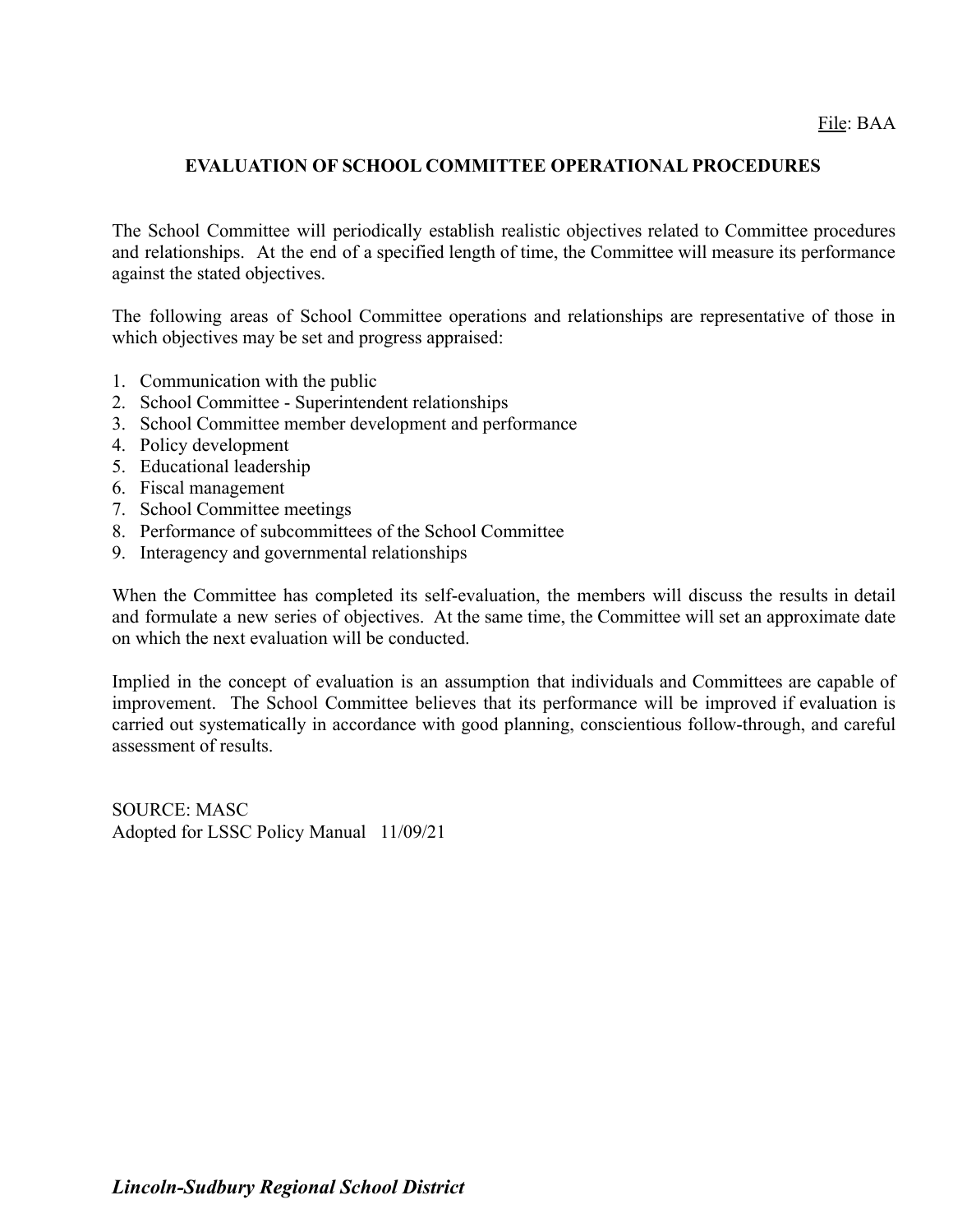File: BAA

## EVALUATION OF SCHOOL COMMITTEE OPERATIONAL PROCEDURES

The School Committee will periodically establish realistic objectives related to Committee procedures and relationships. At the end of a specified length of time, the Committee will measure its performance against the stated objectives.

The following areas of School Committee operations and relationships are representative of those in which objectives may be set and progress appraised:

1. Communication with the public
2. School Committee - Superintendent relationships
3. School Committee member development and performance
4. Policy development
5. Educational leadership
6. Fiscal management
7. School Committee meetings
8. Performance of subcommittees of the School Committee
9. Interagency and governmental relationships

When the Committee has completed its self-evaluation, the members will discuss the results in detail and formulate a new series of objectives. At the same time, the Committee will set an approximate date on which the next evaluation will be conducted.

Implied in the concept of evaluation is an assumption that individuals and Committees are capable of improvement. The School Committee believes that its performance will be improved if evaluation is carried out systematically in accordance with good planning, conscientious follow-through, and careful assessment of results.

SOURCE: MASC
Adopted for LSSC Policy Manual 11/09/21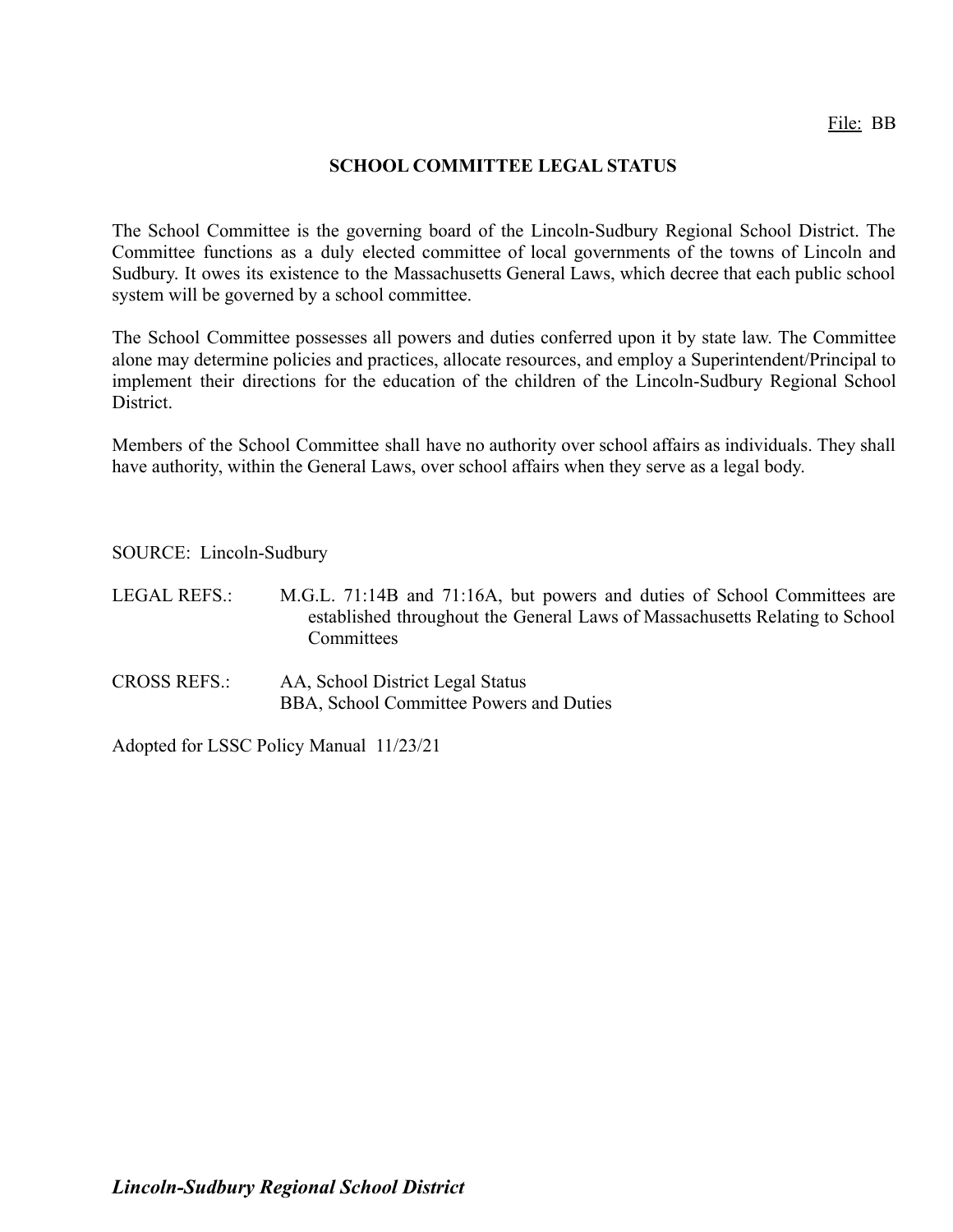File: BB

## SCHOOL COMMITTEE LEGAL STATUS

The School Committee is the governing board of the Lincoln-Sudbury Regional School District. The Committee functions as a duly elected committee of local governments of the towns of Lincoln and Sudbury. It owes its existence to the Massachusetts General Laws, which decree that each public school system will be governed by a school committee.

The School Committee possesses all powers and duties conferred upon it by state law. The Committee alone may determine policies and practices, allocate resources, and employ a Superintendent/Principal to implement their directions for the education of the children of the Lincoln-Sudbury Regional School District.

Members of the School Committee shall have no authority over school affairs as individuals. They shall have authority, within the General Laws, over school affairs when they serve as a legal body.

SOURCE: Lincoln-Sudbury

LEGAL REFS.: M.G.L. 71:14B and 71:16A, but powers and duties of School Committees are established throughout the General Laws of Massachusetts Relating to School Committees

CROSS REFS.: AA, School District Legal Status
BBA, School Committee Powers and Duties

Adopted for LSSC Policy Manual 11/23/21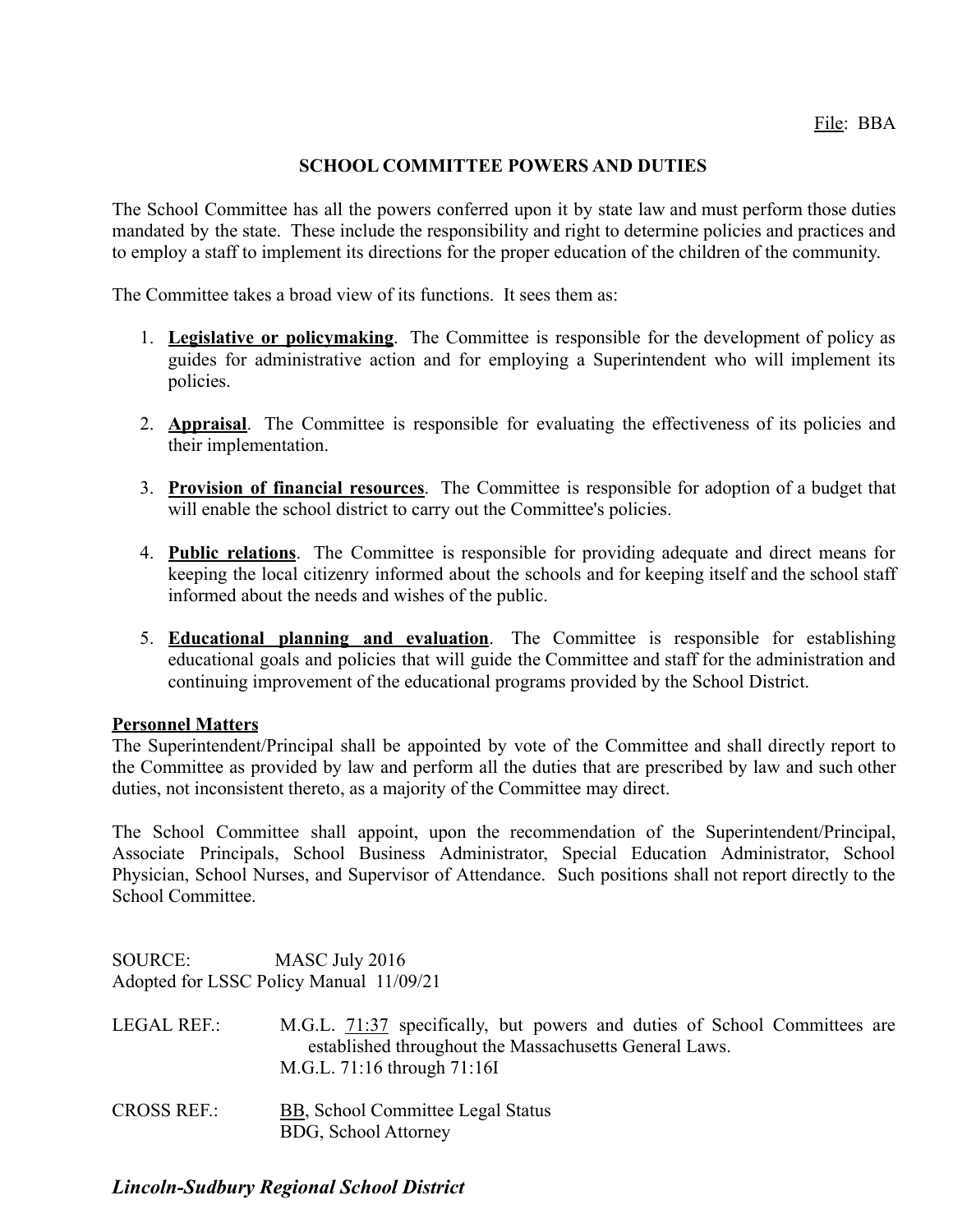File: BBA

## SCHOOL COMMITTEE POWERS AND DUTIES

The School Committee has all the powers conferred upon it by state law and must perform those duties mandated by the state. These include the responsibility and right to determine policies and practices and to employ a staff to implement its directions for the proper education of the children of the community.

The Committee takes a broad view of its functions. It sees them as:

1. **Legislative or policymaking**. The Committee is responsible for the development of policy as guides for administrative action and for employing a Superintendent who will implement its policies.

2. **Appraisal**. The Committee is responsible for evaluating the effectiveness of its policies and their implementation.

3. **Provision of financial resources**. The Committee is responsible for adoption of a budget that will enable the school district to carry out the Committee's policies.

4. **Public relations**. The Committee is responsible for providing adequate and direct means for keeping the local citizenry informed about the schools and for keeping itself and the school staff informed about the needs and wishes of the public.

5. **Educational planning and evaluation**. The Committee is responsible for establishing educational goals and policies that will guide the Committee and staff for the administration and continuing improvement of the educational programs provided by the School District.

**Personnel Matters**

The Superintendent/Principal shall be appointed by vote of the Committee and shall directly report to the Committee as provided by law and perform all the duties that are prescribed by law and such other duties, not inconsistent thereto, as a majority of the Committee may direct.

The School Committee shall appoint, upon the recommendation of the Superintendent/Principal, Associate Principals, School Business Administrator, Special Education Administrator, School Physician, School Nurses, and Supervisor of Attendance. Such positions shall not report directly to the School Committee.

SOURCE: MASC July 2016
Adopted for LSSC Policy Manual 11/09/21

LEGAL REF.: M.G.L. 71:37 specifically, but powers and duties of School Committees are established throughout the Massachusetts General Laws.
M.G.L. 71:16 through 71:16I

CROSS REF.: BB, School Committee Legal Status
BDG, School Attorney

***Lincoln-Sudbury Regional School District***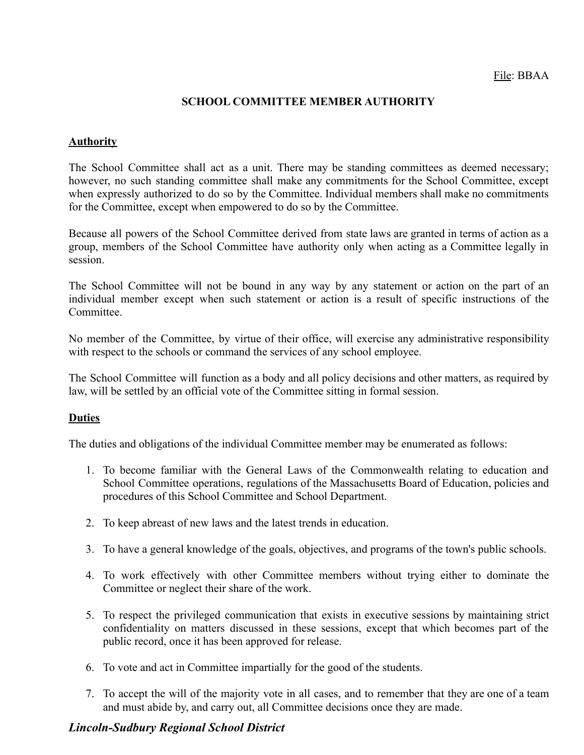File: BBAA

## SCHOOL COMMITTEE MEMBER AUTHORITY

### Authority

The School Committee shall act as a unit. There may be standing committees as deemed necessary; however, no such standing committee shall make any commitments for the School Committee, except when expressly authorized to do so by the Committee. Individual members shall make no commitments for the Committee, except when empowered to do so by the Committee.

Because all powers of the School Committee derived from state laws are granted in terms of action as a group, members of the School Committee have authority only when acting as a Committee legally in session.

The School Committee will not be bound in any way by any statement or action on the part of an individual member except when such statement or action is a result of specific instructions of the Committee.

No member of the Committee, by virtue of their office, will exercise any administrative responsibility with respect to the schools or command the services of any school employee.

The School Committee will function as a body and all policy decisions and other matters, as required by law, will be settled by an official vote of the Committee sitting in formal session.

### Duties

The duties and obligations of the individual Committee member may be enumerated as follows:

1. To become familiar with the General Laws of the Commonwealth relating to education and School Committee operations, regulations of the Massachusetts Board of Education, policies and procedures of this School Committee and School Department.

2. To keep abreast of new laws and the latest trends in education.

3. To have a general knowledge of the goals, objectives, and programs of the town's public schools.

4. To work effectively with other Committee members without trying either to dominate the Committee or neglect their share of the work.

5. To respect the privileged communication that exists in executive sessions by maintaining strict confidentiality on matters discussed in these sessions, except that which becomes part of the public record, once it has been approved for release.

6. To vote and act in Committee impartially for the good of the students.

7. To accept the will of the majority vote in all cases, and to remember that they are one of a team and must abide by, and carry out, all Committee decisions once they are made.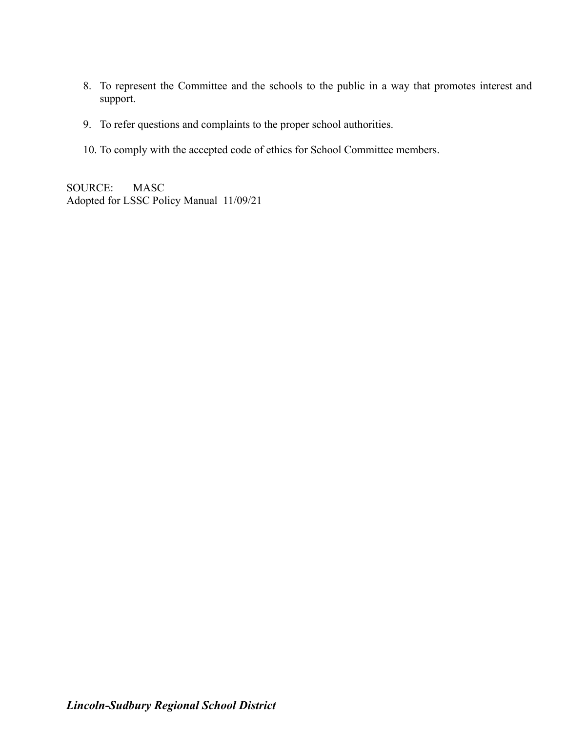8. To represent the Committee and the schools to the public in a way that promotes interest and support.

9. To refer questions and complaints to the proper school authorities.

10. To comply with the accepted code of ethics for School Committee members.

SOURCE: MASC
Adopted for LSSC Policy Manual 11/09/21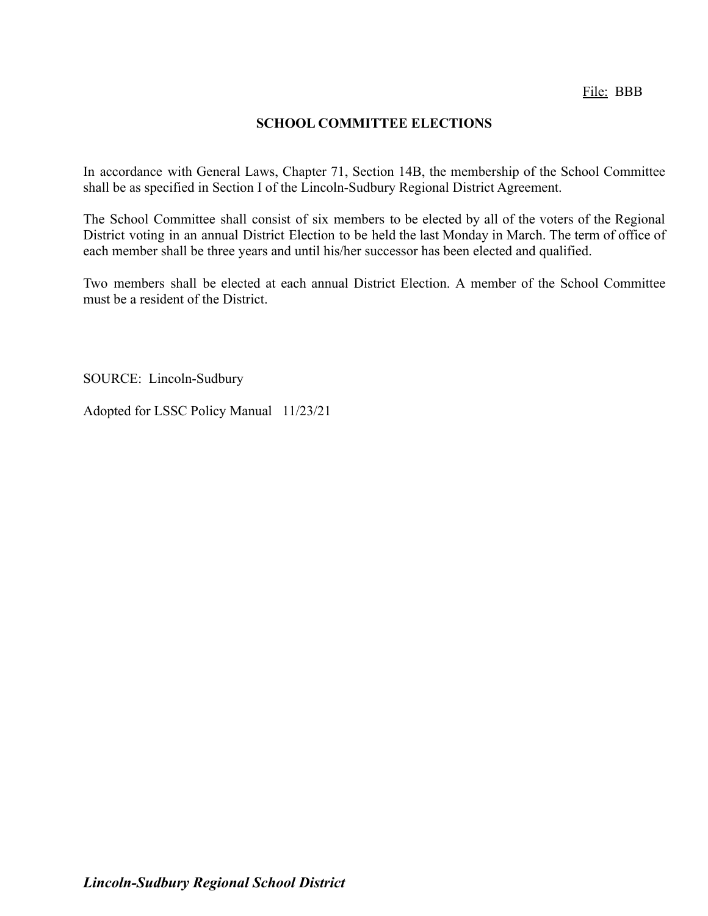File: BBB

# SCHOOL COMMITTEE ELECTIONS

In accordance with General Laws, Chapter 71, Section 14B, the membership of the School Committee shall be as specified in Section I of the Lincoln-Sudbury Regional District Agreement.

The School Committee shall consist of six members to be elected by all of the voters of the Regional District voting in an annual District Election to be held the last Monday in March. The term of office of each member shall be three years and until his/her successor has been elected and qualified.

Two members shall be elected at each annual District Election. A member of the School Committee must be a resident of the District.

SOURCE: Lincoln-Sudbury

Adopted for LSSC Policy Manual 11/23/21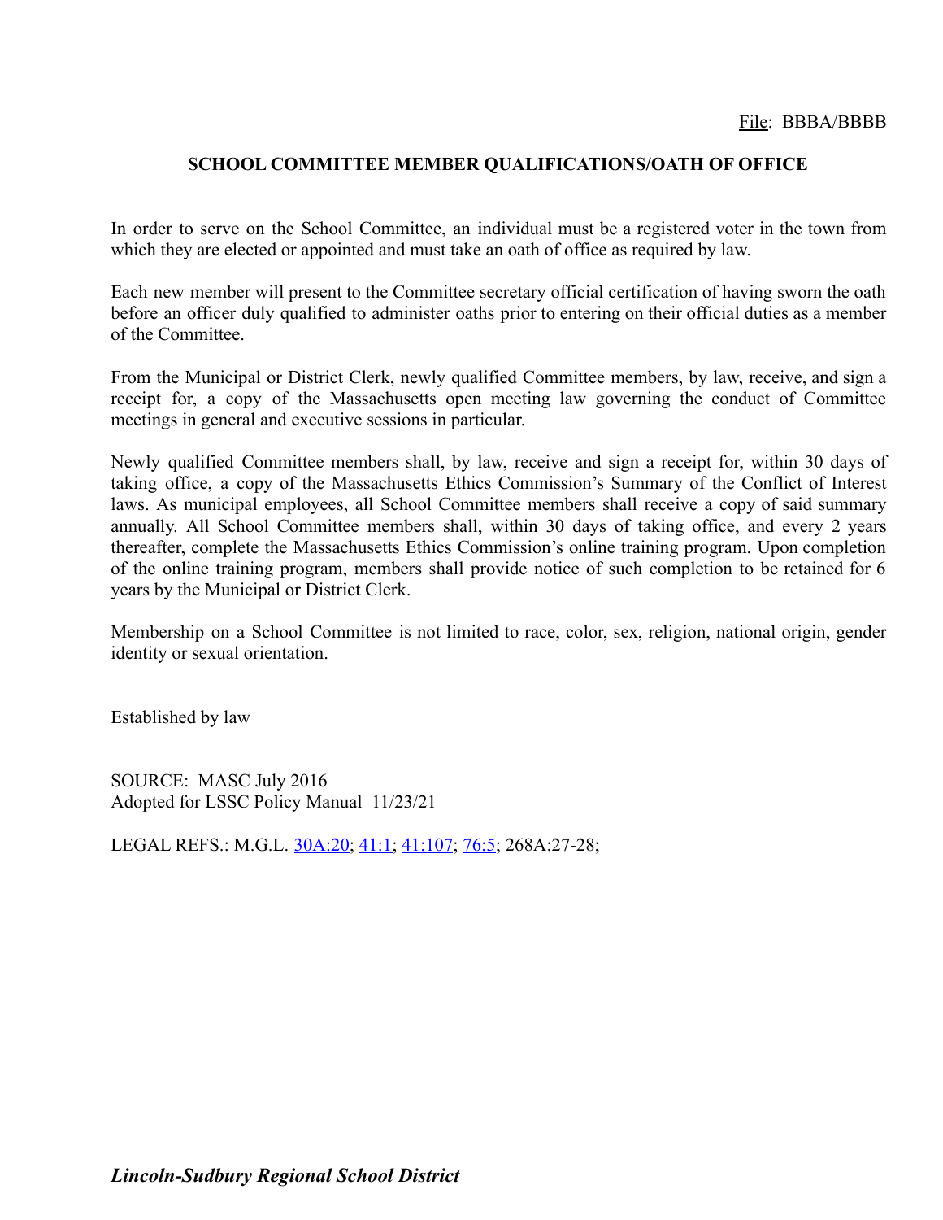File: BBBA/BBBB

# SCHOOL COMMITTEE MEMBER QUALIFICATIONS/OATH OF OFFICE

In order to serve on the School Committee, an individual must be a registered voter in the town from which they are elected or appointed and must take an oath of office as required by law.

Each new member will present to the Committee secretary official certification of having sworn the oath before an officer duly qualified to administer oaths prior to entering on their official duties as a member of the Committee.

From the Municipal or District Clerk, newly qualified Committee members, by law, receive, and sign a receipt for, a copy of the Massachusetts open meeting law governing the conduct of Committee meetings in general and executive sessions in particular.

Newly qualified Committee members shall, by law, receive and sign a receipt for, within 30 days of taking office, a copy of the Massachusetts Ethics Commission's Summary of the Conflict of Interest laws. As municipal employees, all School Committee members shall receive a copy of said summary annually. All School Committee members shall, within 30 days of taking office, and every 2 years thereafter, complete the Massachusetts Ethics Commission's online training program. Upon completion of the online training program, members shall provide notice of such completion to be retained for 6 years by the Municipal or District Clerk.

Membership on a School Committee is not limited to race, color, sex, religion, national origin, gender identity or sexual orientation.

Established by law

SOURCE: MASC July 2016
Adopted for LSSC Policy Manual 11/23/21

LEGAL REFS.: M.G.L. 30A:20; 41:1; 41:107; 76:5; 268A:27-28;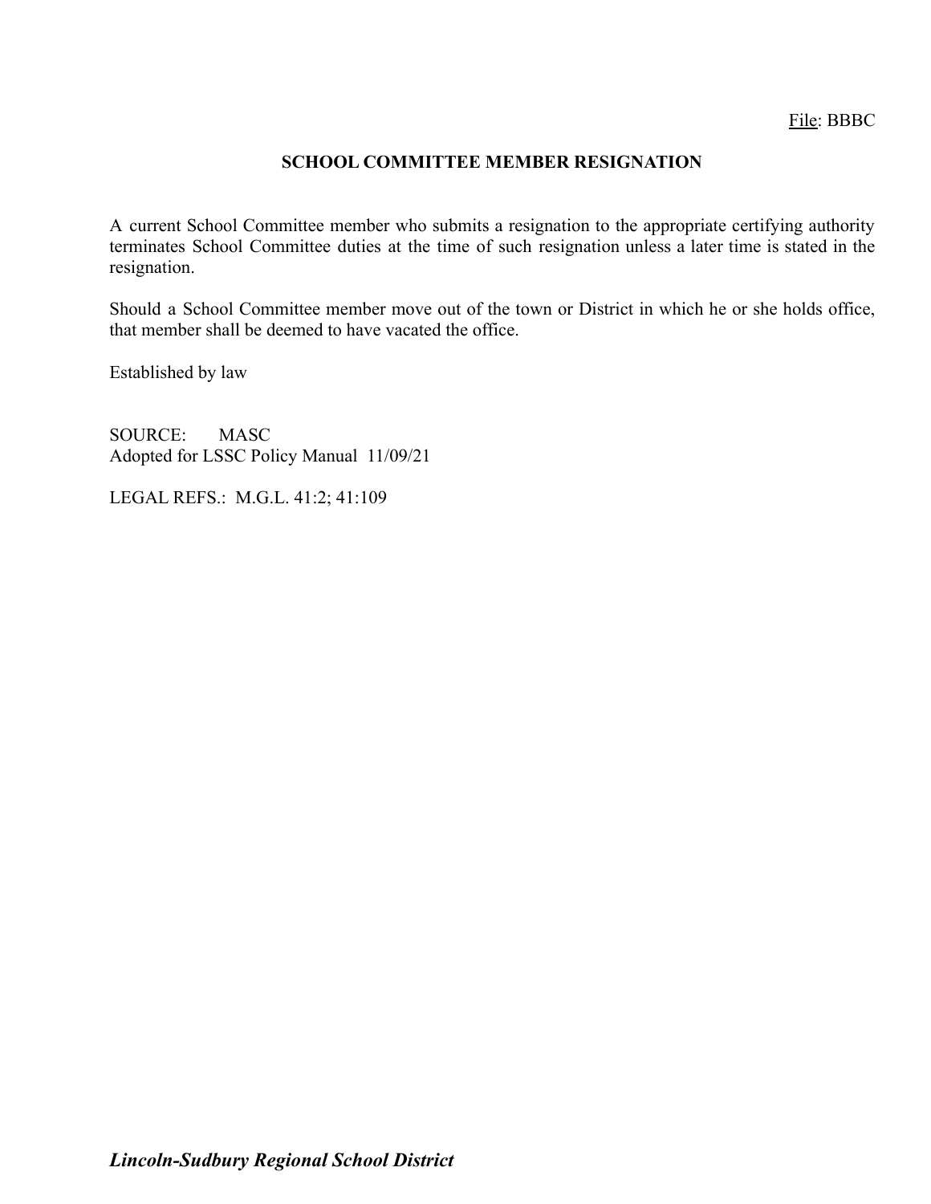File: BBBC

# SCHOOL COMMITTEE MEMBER RESIGNATION

A current School Committee member who submits a resignation to the appropriate certifying authority terminates School Committee duties at the time of such resignation unless a later time is stated in the resignation.

Should a School Committee member move out of the town or District in which he or she holds office, that member shall be deemed to have vacated the office.

Established by law

SOURCE: MASC
Adopted for LSSC Policy Manual 11/09/21

LEGAL REFS.: M.G.L. 41:2; 41:109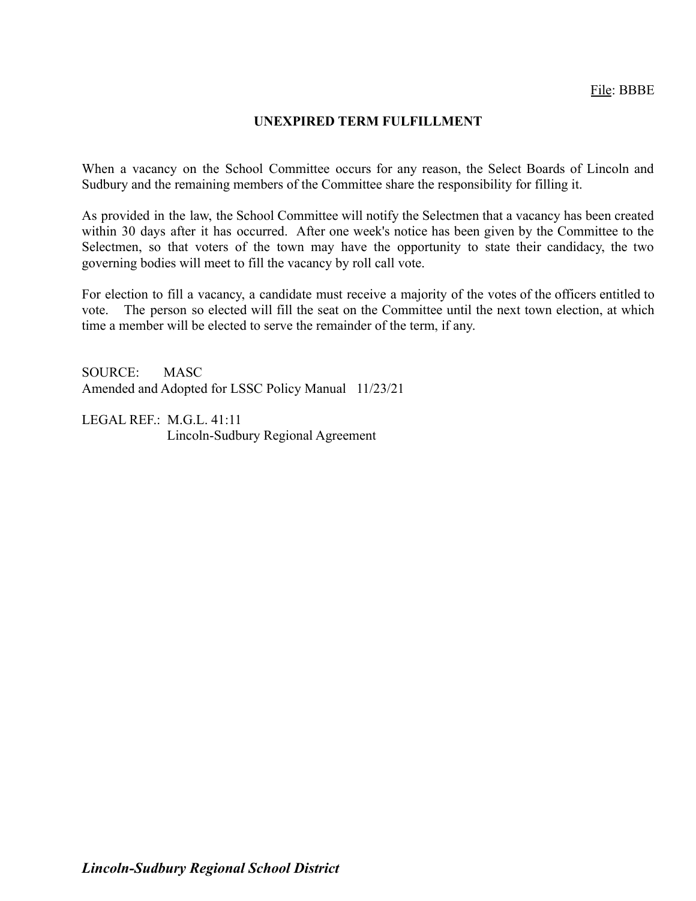File: BBBE

## UNEXPIRED TERM FULFILLMENT

When a vacancy on the School Committee occurs for any reason, the Select Boards of Lincoln and Sudbury and the remaining members of the Committee share the responsibility for filling it.

As provided in the law, the School Committee will notify the Selectmen that a vacancy has been created within 30 days after it has occurred. After one week's notice has been given by the Committee to the Selectmen, so that voters of the town may have the opportunity to state their candidacy, the two governing bodies will meet to fill the vacancy by roll call vote.

For election to fill a vacancy, a candidate must receive a majority of the votes of the officers entitled to vote. The person so elected will fill the seat on the Committee until the next town election, at which time a member will be elected to serve the remainder of the term, if any.

SOURCE: MASC
Amended and Adopted for LSSC Policy Manual 11/23/21

LEGAL REF.: M.G.L. 41:11
Lincoln-Sudbury Regional Agreement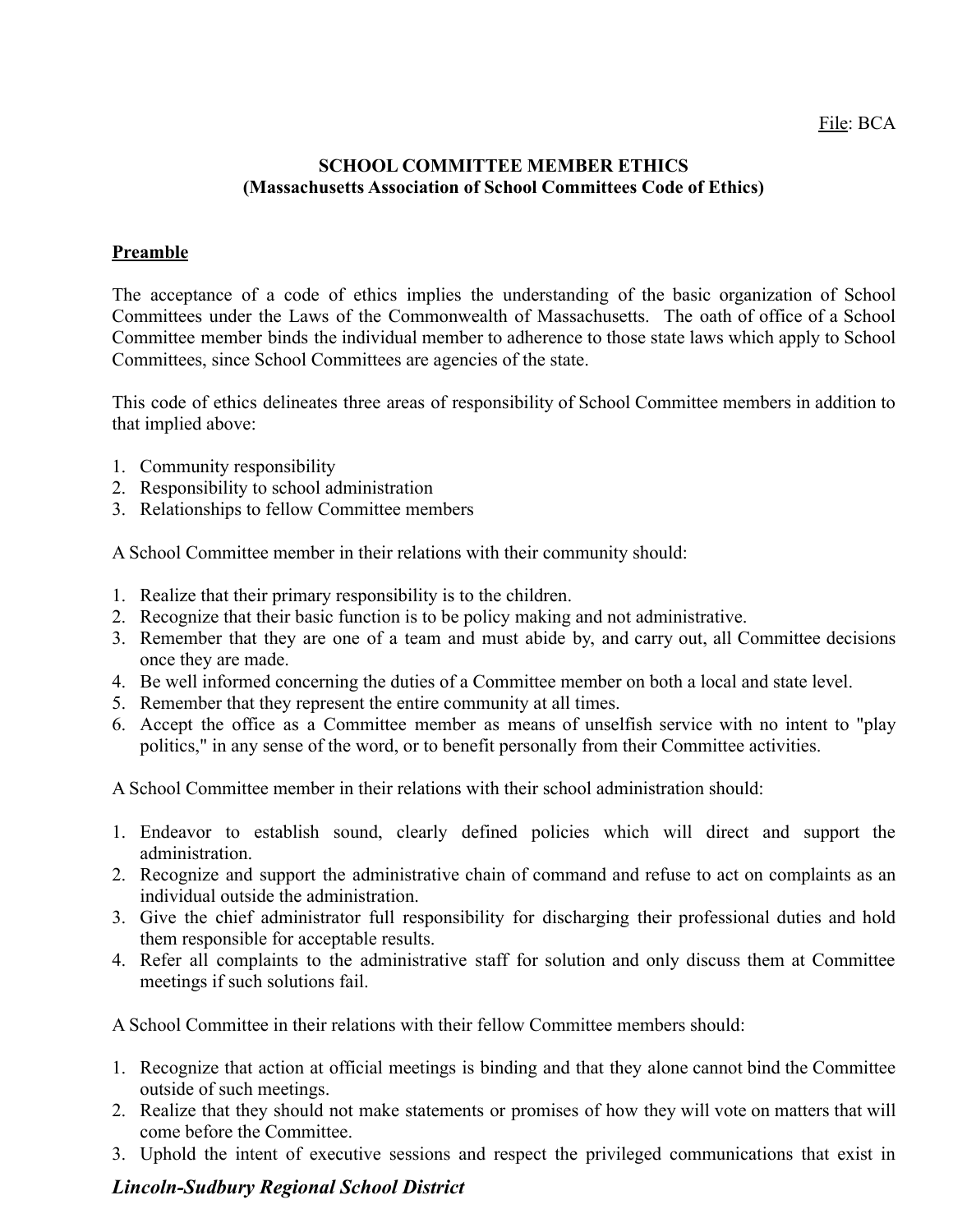File: BCA

**SCHOOL COMMITTEE MEMBER ETHICS**
**(Massachusetts Association of School Committees Code of Ethics)**

**Preamble**

The acceptance of a code of ethics implies the understanding of the basic organization of School Committees under the Laws of the Commonwealth of Massachusetts. The oath of office of a School Committee member binds the individual member to adherence to those state laws which apply to School Committees, since School Committees are agencies of the state.

This code of ethics delineates three areas of responsibility of School Committee members in addition to that implied above:

1. Community responsibility
2. Responsibility to school administration
3. Relationships to fellow Committee members

A School Committee member in their relations with their community should:

1. Realize that their primary responsibility is to the children.
2. Recognize that their basic function is to be policy making and not administrative.
3. Remember that they are one of a team and must abide by, and carry out, all Committee decisions once they are made.
4. Be well informed concerning the duties of a Committee member on both a local and state level.
5. Remember that they represent the entire community at all times.
6. Accept the office as a Committee member as means of unselfish service with no intent to "play politics," in any sense of the word, or to benefit personally from their Committee activities.

A School Committee member in their relations with their school administration should:

1. Endeavor to establish sound, clearly defined policies which will direct and support the administration.
2. Recognize and support the administrative chain of command and refuse to act on complaints as an individual outside the administration.
3. Give the chief administrator full responsibility for discharging their professional duties and hold them responsible for acceptable results.
4. Refer all complaints to the administrative staff for solution and only discuss them at Committee meetings if such solutions fail.

A School Committee in their relations with their fellow Committee members should:

1. Recognize that action at official meetings is binding and that they alone cannot bind the Committee outside of such meetings.
2. Realize that they should not make statements or promises of how they will vote on matters that will come before the Committee.
3. Uphold the intent of executive sessions and respect the privileged communications that exist in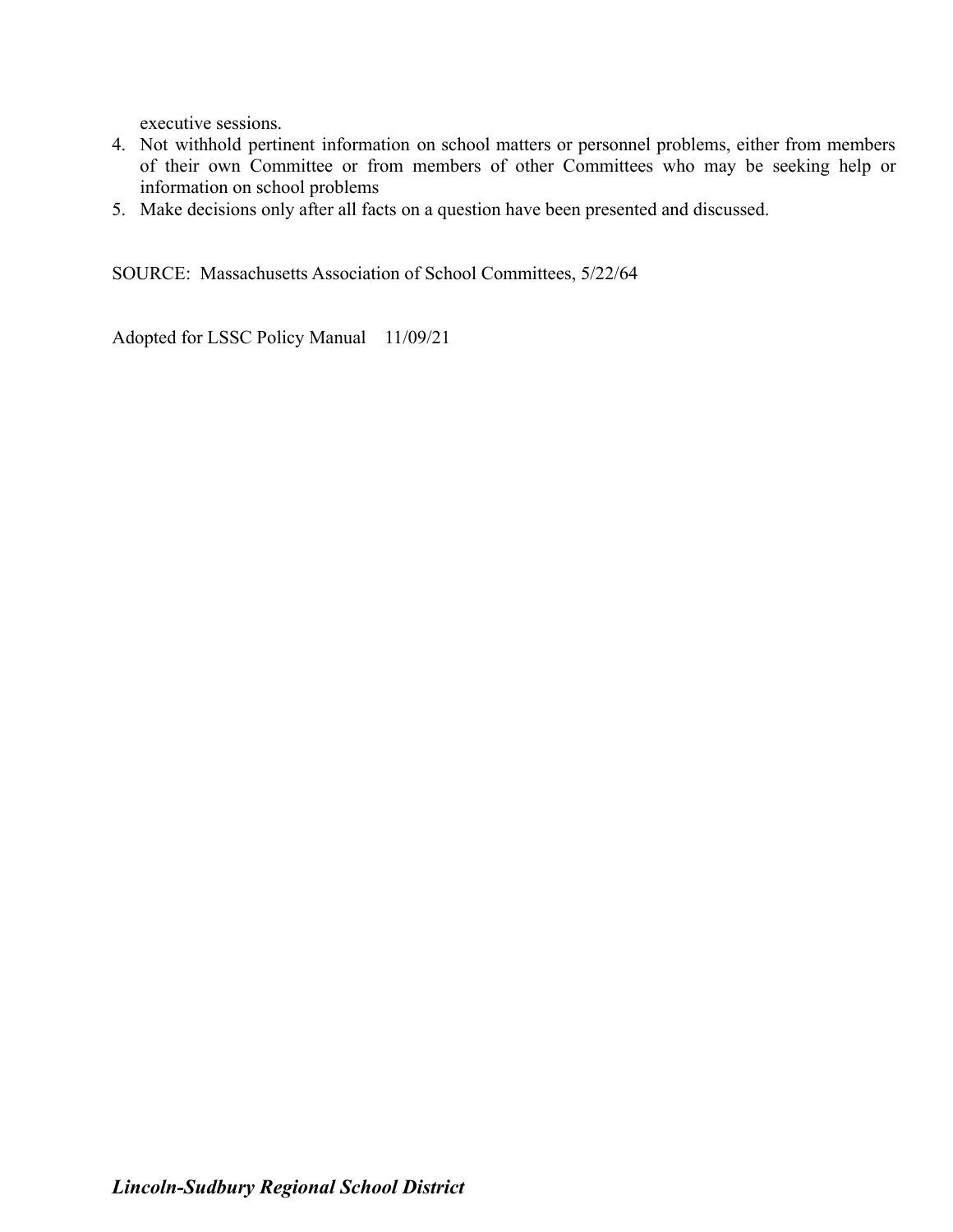executive sessions.

4. Not withhold pertinent information on school matters or personnel problems, either from members of their own Committee or from members of other Committees who may be seeking help or information on school problems
5. Make decisions only after all facts on a question have been presented and discussed.

SOURCE: Massachusetts Association of School Committees, 5/22/64

Adopted for LSSC Policy Manual 11/09/21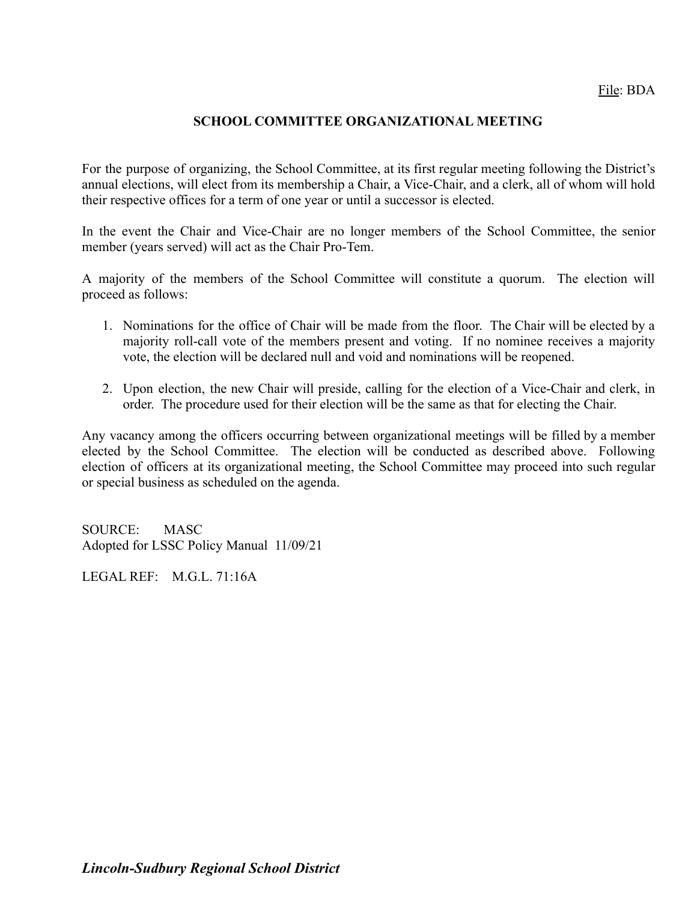File: BDA

# SCHOOL COMMITTEE ORGANIZATIONAL MEETING

For the purpose of organizing, the School Committee, at its first regular meeting following the District's annual elections, will elect from its membership a Chair, a Vice-Chair, and a clerk, all of whom will hold their respective offices for a term of one year or until a successor is elected.

In the event the Chair and Vice-Chair are no longer members of the School Committee, the senior member (years served) will act as the Chair Pro-Tem.

A majority of the members of the School Committee will constitute a quorum. The election will proceed as follows:

1. Nominations for the office of Chair will be made from the floor. The Chair will be elected by a majority roll-call vote of the members present and voting. If no nominee receives a majority vote, the election will be declared null and void and nominations will be reopened.
2. Upon election, the new Chair will preside, calling for the election of a Vice-Chair and clerk, in order. The procedure used for their election will be the same as that for electing the Chair.

Any vacancy among the officers occurring between organizational meetings will be filled by a member elected by the School Committee. The election will be conducted as described above. Following election of officers at its organizational meeting, the School Committee may proceed into such regular or special business as scheduled on the agenda.

SOURCE: MASC
Adopted for LSSC Policy Manual 11/09/21

LEGAL REF: M.G.L. 71:16A

***Lincoln-Sudbury Regional School District***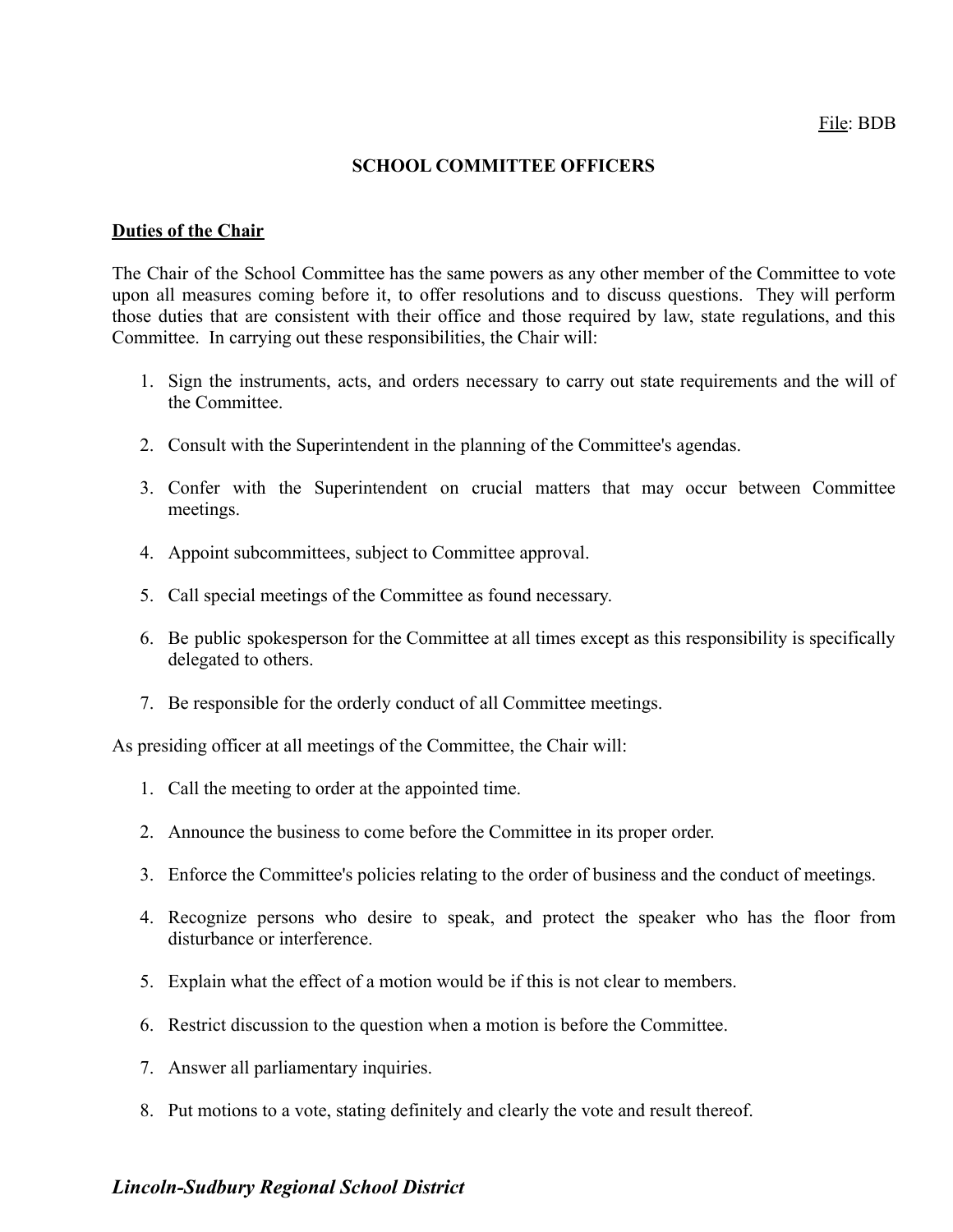File: BDB

## SCHOOL COMMITTEE OFFICERS

### Duties of the Chair

The Chair of the School Committee has the same powers as any other member of the Committee to vote upon all measures coming before it, to offer resolutions and to discuss questions. They will perform those duties that are consistent with their office and those required by law, state regulations, and this Committee. In carrying out these responsibilities, the Chair will:

1. Sign the instruments, acts, and orders necessary to carry out state requirements and the will of the Committee.
2. Consult with the Superintendent in the planning of the Committee's agendas.
3. Confer with the Superintendent on crucial matters that may occur between Committee meetings.
4. Appoint subcommittees, subject to Committee approval.
5. Call special meetings of the Committee as found necessary.
6. Be public spokesperson for the Committee at all times except as this responsibility is specifically delegated to others.
7. Be responsible for the orderly conduct of all Committee meetings.

As presiding officer at all meetings of the Committee, the Chair will:

1. Call the meeting to order at the appointed time.
2. Announce the business to come before the Committee in its proper order.
3. Enforce the Committee's policies relating to the order of business and the conduct of meetings.
4. Recognize persons who desire to speak, and protect the speaker who has the floor from disturbance or interference.
5. Explain what the effect of a motion would be if this is not clear to members.
6. Restrict discussion to the question when a motion is before the Committee.
7. Answer all parliamentary inquiries.
8. Put motions to a vote, stating definitely and clearly the vote and result thereof.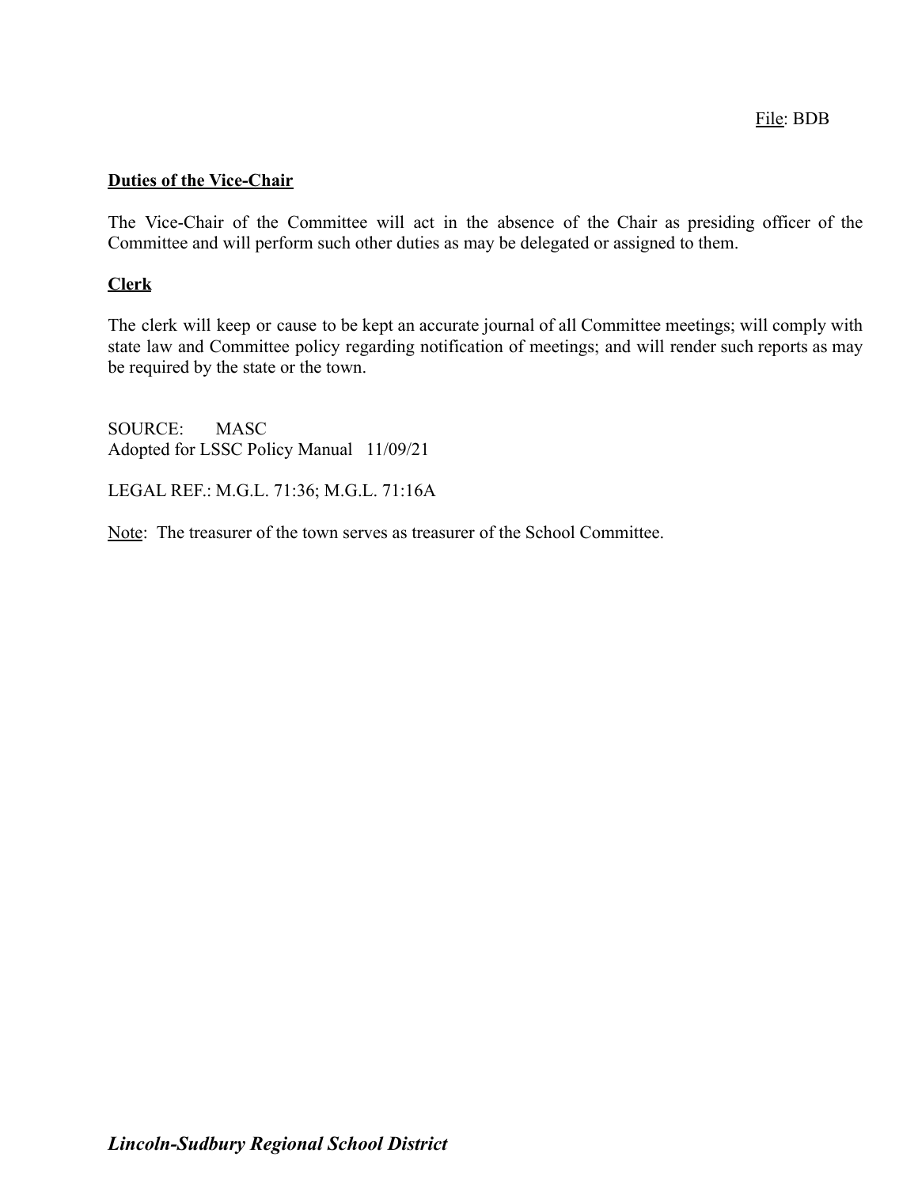File: BDB

**Duties of the Vice-Chair**

The Vice-Chair of the Committee will act in the absence of the Chair as presiding officer of the Committee and will perform such other duties as may be delegated or assigned to them.

**Clerk**

The clerk will keep or cause to be kept an accurate journal of all Committee meetings; will comply with state law and Committee policy regarding notification of meetings; and will render such reports as may be required by the state or the town.

SOURCE: MASC
Adopted for LSSC Policy Manual 11/09/21

LEGAL REF.: M.G.L. 71:36; M.G.L. 71:16A

Note: The treasurer of the town serves as treasurer of the School Committee.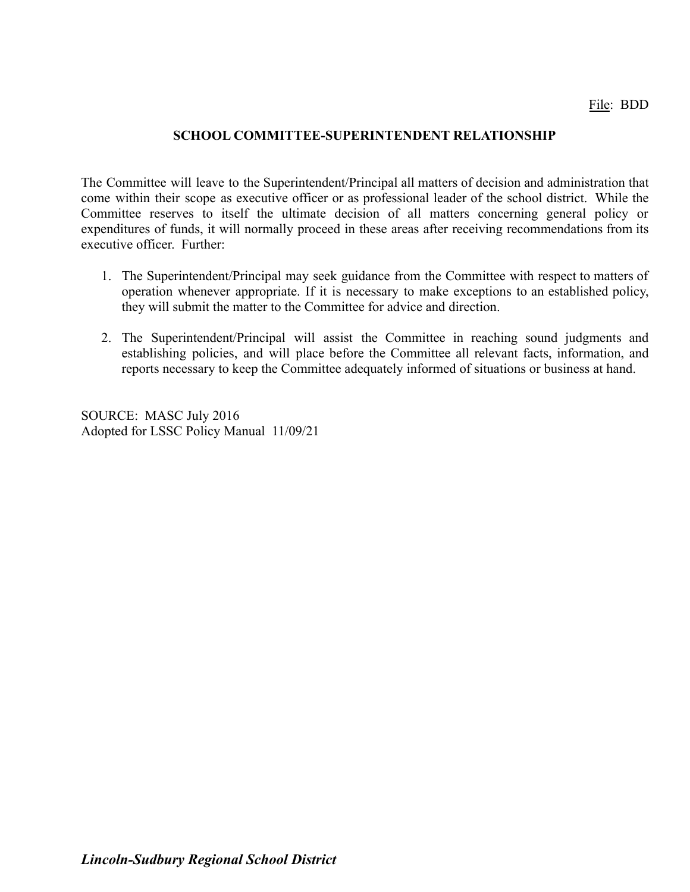File: BDD

# SCHOOL COMMITTEE-SUPERINTENDENT RELATIONSHIP

The Committee will leave to the Superintendent/Principal all matters of decision and administration that come within their scope as executive officer or as professional leader of the school district. While the Committee reserves to itself the ultimate decision of all matters concerning general policy or expenditures of funds, it will normally proceed in these areas after receiving recommendations from its executive officer. Further:

1. The Superintendent/Principal may seek guidance from the Committee with respect to matters of operation whenever appropriate. If it is necessary to make exceptions to an established policy, they will submit the matter to the Committee for advice and direction.

2. The Superintendent/Principal will assist the Committee in reaching sound judgments and establishing policies, and will place before the Committee all relevant facts, information, and reports necessary to keep the Committee adequately informed of situations or business at hand.

SOURCE: MASC July 2016
Adopted for LSSC Policy Manual 11/09/21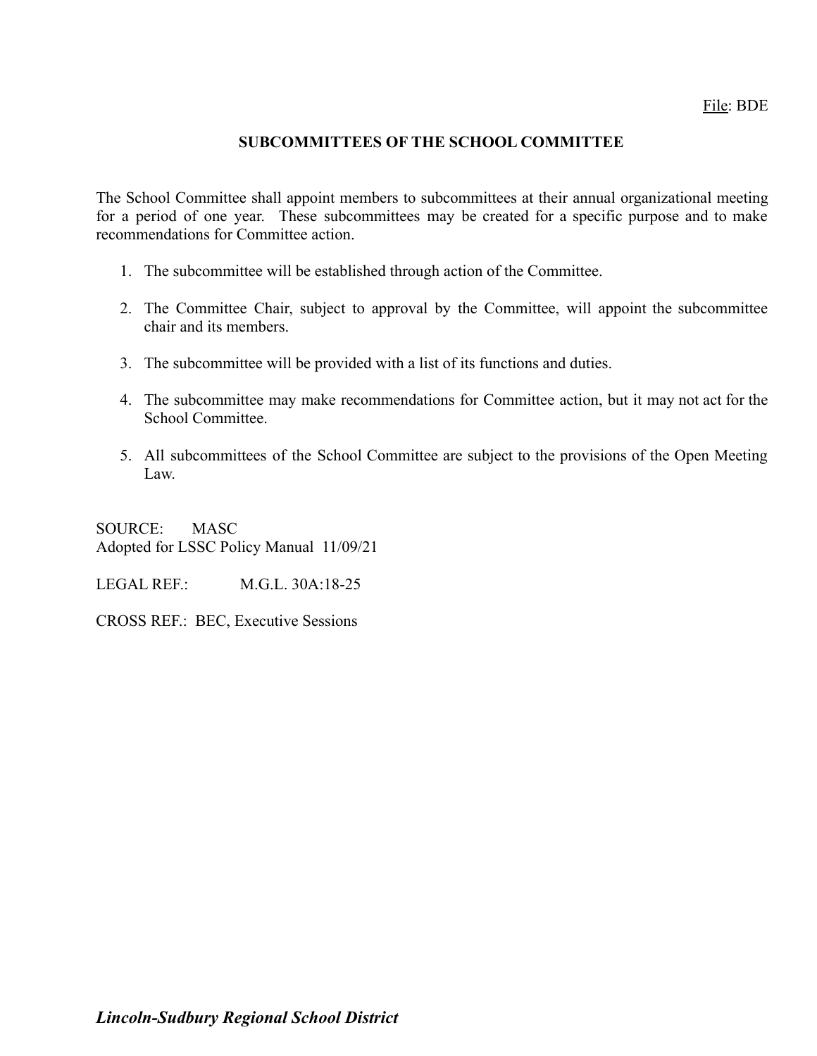File: BDE

# SUBCOMMITTEES OF THE SCHOOL COMMITTEE

The School Committee shall appoint members to subcommittees at their annual organizational meeting for a period of one year. These subcommittees may be created for a specific purpose and to make recommendations for Committee action.

1. The subcommittee will be established through action of the Committee.
2. The Committee Chair, subject to approval by the Committee, will appoint the subcommittee chair and its members.
3. The subcommittee will be provided with a list of its functions and duties.
4. The subcommittee may make recommendations for Committee action, but it may not act for the School Committee.
5. All subcommittees of the School Committee are subject to the provisions of the Open Meeting Law.

SOURCE: MASC
Adopted for LSSC Policy Manual 11/09/21

LEGAL REF.: M.G.L. 30A:18-25

CROSS REF.: BEC, Executive Sessions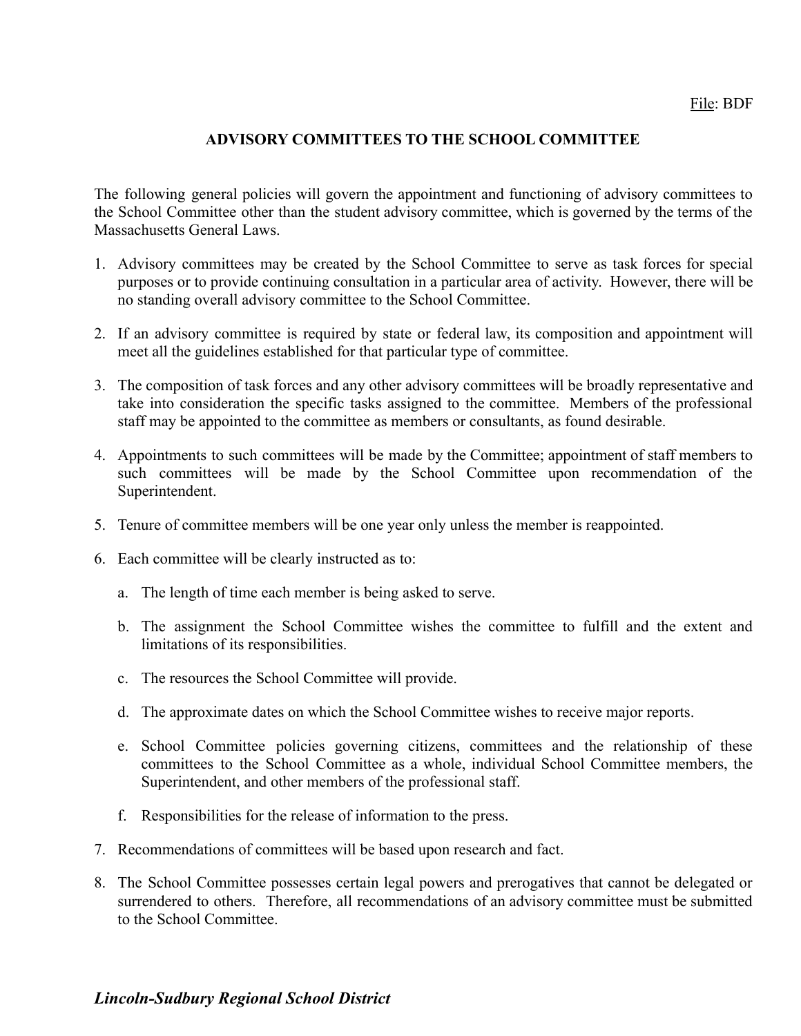File: BDF

## ADVISORY COMMITTEES TO THE SCHOOL COMMITTEE

The following general policies will govern the appointment and functioning of advisory committees to the School Committee other than the student advisory committee, which is governed by the terms of the Massachusetts General Laws.

1. Advisory committees may be created by the School Committee to serve as task forces for special purposes or to provide continuing consultation in a particular area of activity. However, there will be no standing overall advisory committee to the School Committee.

2. If an advisory committee is required by state or federal law, its composition and appointment will meet all the guidelines established for that particular type of committee.

3. The composition of task forces and any other advisory committees will be broadly representative and take into consideration the specific tasks assigned to the committee. Members of the professional staff may be appointed to the committee as members or consultants, as found desirable.

4. Appointments to such committees will be made by the Committee; appointment of staff members to such committees will be made by the School Committee upon recommendation of the Superintendent.

5. Tenure of committee members will be one year only unless the member is reappointed.

6. Each committee will be clearly instructed as to:

   a. The length of time each member is being asked to serve.

   b. The assignment the School Committee wishes the committee to fulfill and the extent and limitations of its responsibilities.

   c. The resources the School Committee will provide.

   d. The approximate dates on which the School Committee wishes to receive major reports.

   e. School Committee policies governing citizens, committees and the relationship of these committees to the School Committee as a whole, individual School Committee members, the Superintendent, and other members of the professional staff.

   f. Responsibilities for the release of information to the press.

7. Recommendations of committees will be based upon research and fact.

8. The School Committee possesses certain legal powers and prerogatives that cannot be delegated or surrendered to others. Therefore, all recommendations of an advisory committee must be submitted to the School Committee.

***Lincoln-Sudbury Regional School District***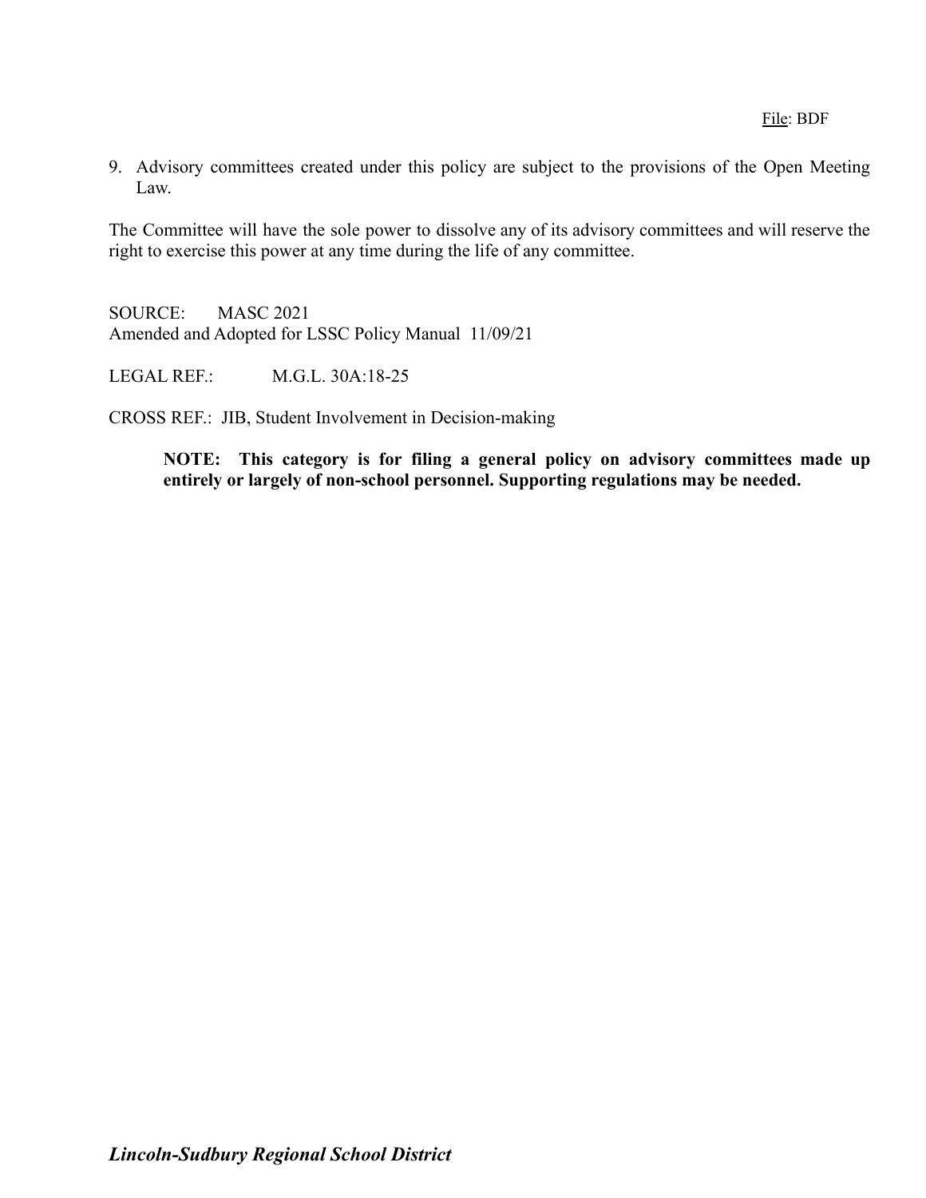9. Advisory committees created under this policy are subject to the provisions of the Open Meeting Law.

The Committee will have the sole power to dissolve any of its advisory committees and will reserve the right to exercise this power at any time during the life of any committee.

SOURCE: MASC 2021
Amended and Adopted for LSSC Policy Manual 11/09/21

LEGAL REF.: M.G.L. 30A:18-25

CROSS REF.: JIB, Student Involvement in Decision-making

> **NOTE: This category is for filing a general policy on advisory committees made up entirely or largely of non-school personnel. Supporting regulations may be needed.**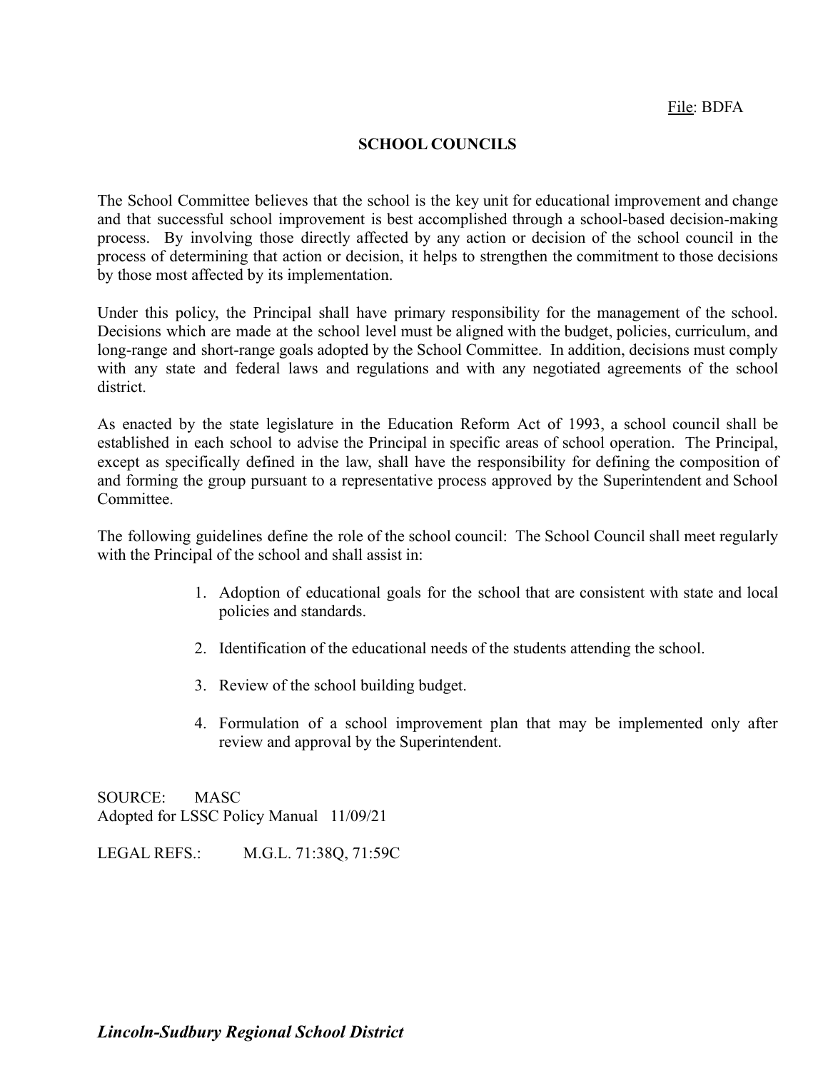File: BDFA

# SCHOOL COUNCILS

The School Committee believes that the school is the key unit for educational improvement and change and that successful school improvement is best accomplished through a school-based decision-making process. By involving those directly affected by any action or decision of the school council in the process of determining that action or decision, it helps to strengthen the commitment to those decisions by those most affected by its implementation.

Under this policy, the Principal shall have primary responsibility for the management of the school. Decisions which are made at the school level must be aligned with the budget, policies, curriculum, and long-range and short-range goals adopted by the School Committee. In addition, decisions must comply with any state and federal laws and regulations and with any negotiated agreements of the school district.

As enacted by the state legislature in the Education Reform Act of 1993, a school council shall be established in each school to advise the Principal in specific areas of school operation. The Principal, except as specifically defined in the law, shall have the responsibility for defining the composition of and forming the group pursuant to a representative process approved by the Superintendent and School Committee.

The following guidelines define the role of the school council: The School Council shall meet regularly with the Principal of the school and shall assist in:

1. Adoption of educational goals for the school that are consistent with state and local policies and standards.
2. Identification of the educational needs of the students attending the school.
3. Review of the school building budget.
4. Formulation of a school improvement plan that may be implemented only after review and approval by the Superintendent.

SOURCE: MASC
Adopted for LSSC Policy Manual 11/09/21

LEGAL REFS.: M.G.L. 71:38Q, 71:59C

***Lincoln-Sudbury Regional School District***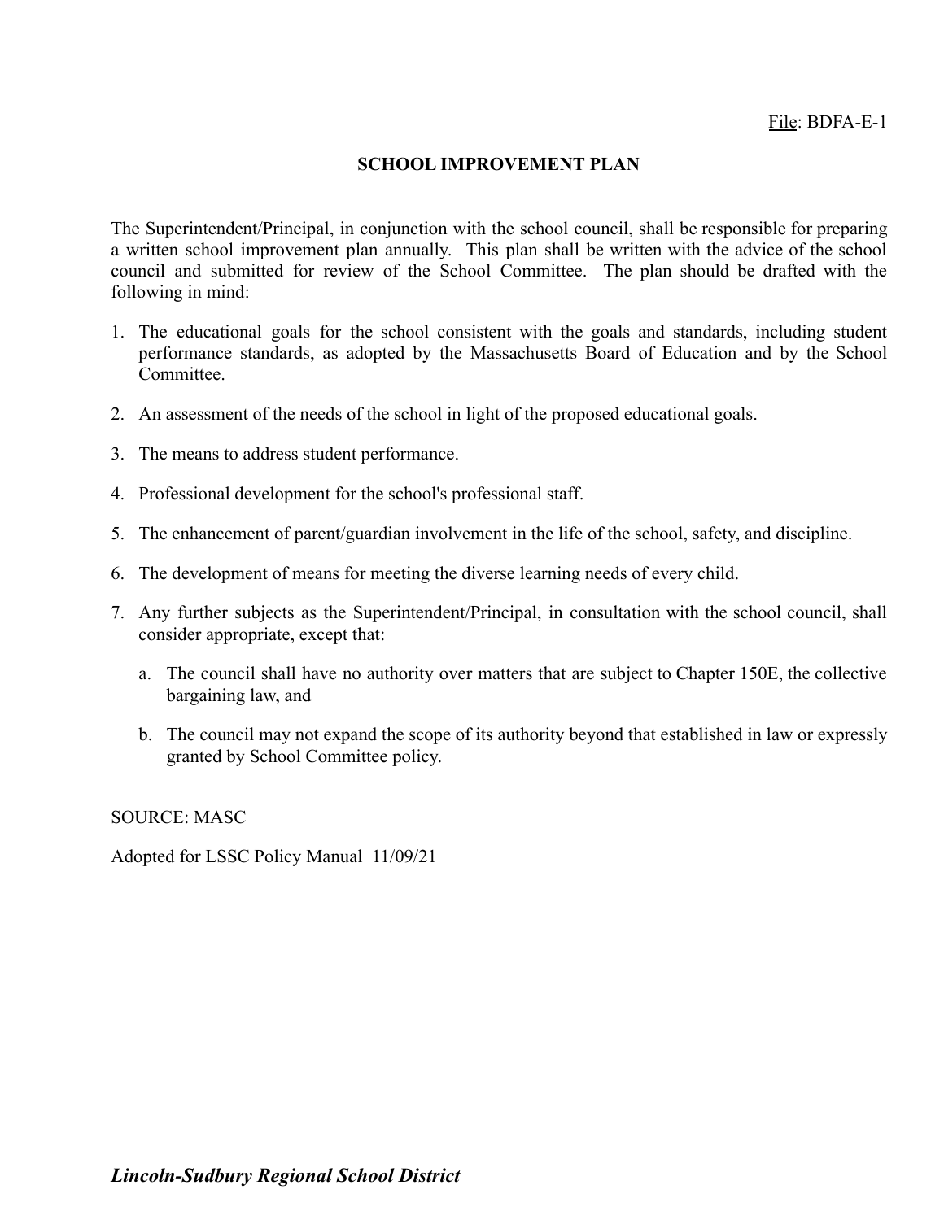File: BDFA-E-1

# SCHOOL IMPROVEMENT PLAN

The Superintendent/Principal, in conjunction with the school council, shall be responsible for preparing a written school improvement plan annually. This plan shall be written with the advice of the school council and submitted for review of the School Committee. The plan should be drafted with the following in mind:

1. The educational goals for the school consistent with the goals and standards, including student performance standards, as adopted by the Massachusetts Board of Education and by the School Committee.

2. An assessment of the needs of the school in light of the proposed educational goals.

3. The means to address student performance.

4. Professional development for the school's professional staff.

5. The enhancement of parent/guardian involvement in the life of the school, safety, and discipline.

6. The development of means for meeting the diverse learning needs of every child.

7. Any further subjects as the Superintendent/Principal, in consultation with the school council, shall consider appropriate, except that:

   a. The council shall have no authority over matters that are subject to Chapter 150E, the collective bargaining law, and

   b. The council may not expand the scope of its authority beyond that established in law or expressly granted by School Committee policy.

SOURCE: MASC

Adopted for LSSC Policy Manual 11/09/21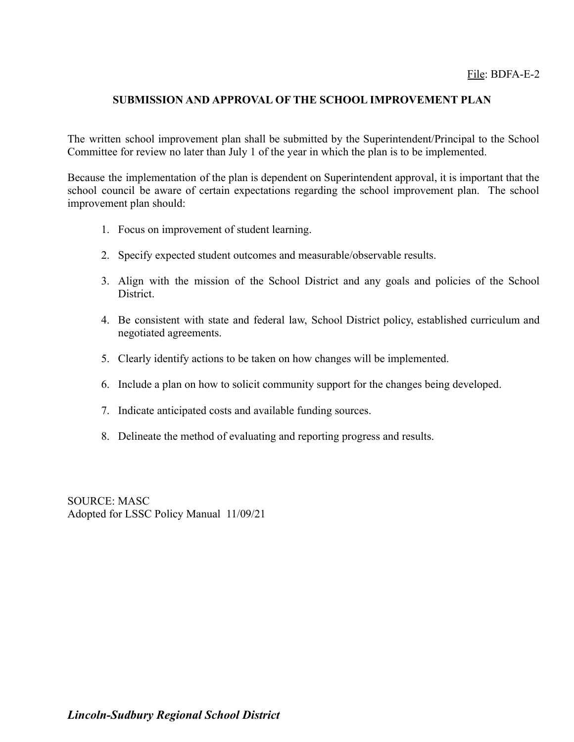File: BDFA-E-2

## SUBMISSION AND APPROVAL OF THE SCHOOL IMPROVEMENT PLAN

The written school improvement plan shall be submitted by the Superintendent/Principal to the School Committee for review no later than July 1 of the year in which the plan is to be implemented.

Because the implementation of the plan is dependent on Superintendent approval, it is important that the school council be aware of certain expectations regarding the school improvement plan. The school improvement plan should:

1. Focus on improvement of student learning.
2. Specify expected student outcomes and measurable/observable results.
3. Align with the mission of the School District and any goals and policies of the School District.
4. Be consistent with state and federal law, School District policy, established curriculum and negotiated agreements.
5. Clearly identify actions to be taken on how changes will be implemented.
6. Include a plan on how to solicit community support for the changes being developed.
7. Indicate anticipated costs and available funding sources.
8. Delineate the method of evaluating and reporting progress and results.

SOURCE: MASC
Adopted for LSSC Policy Manual 11/09/21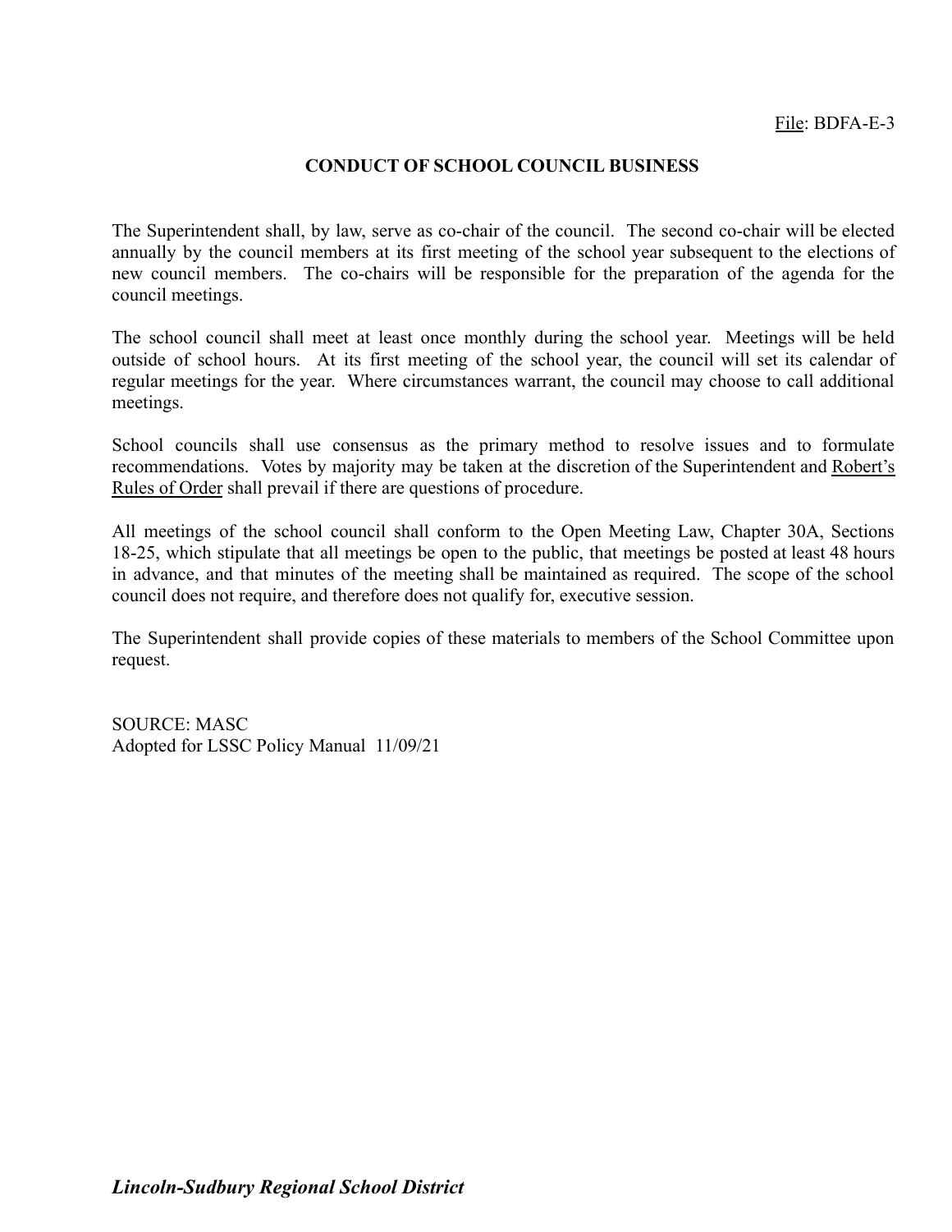File: BDFA-E-3

## CONDUCT OF SCHOOL COUNCIL BUSINESS

The Superintendent shall, by law, serve as co-chair of the council. The second co-chair will be elected annually by the council members at its first meeting of the school year subsequent to the elections of new council members. The co-chairs will be responsible for the preparation of the agenda for the council meetings.

The school council shall meet at least once monthly during the school year. Meetings will be held outside of school hours. At its first meeting of the school year, the council will set its calendar of regular meetings for the year. Where circumstances warrant, the council may choose to call additional meetings.

School councils shall use consensus as the primary method to resolve issues and to formulate recommendations. Votes by majority may be taken at the discretion of the Superintendent and Robert's Rules of Order shall prevail if there are questions of procedure.

All meetings of the school council shall conform to the Open Meeting Law, Chapter 30A, Sections 18-25, which stipulate that all meetings be open to the public, that meetings be posted at least 48 hours in advance, and that minutes of the meeting shall be maintained as required. The scope of the school council does not require, and therefore does not qualify for, executive session.

The Superintendent shall provide copies of these materials to members of the School Committee upon request.

SOURCE: MASC
Adopted for LSSC Policy Manual 11/09/21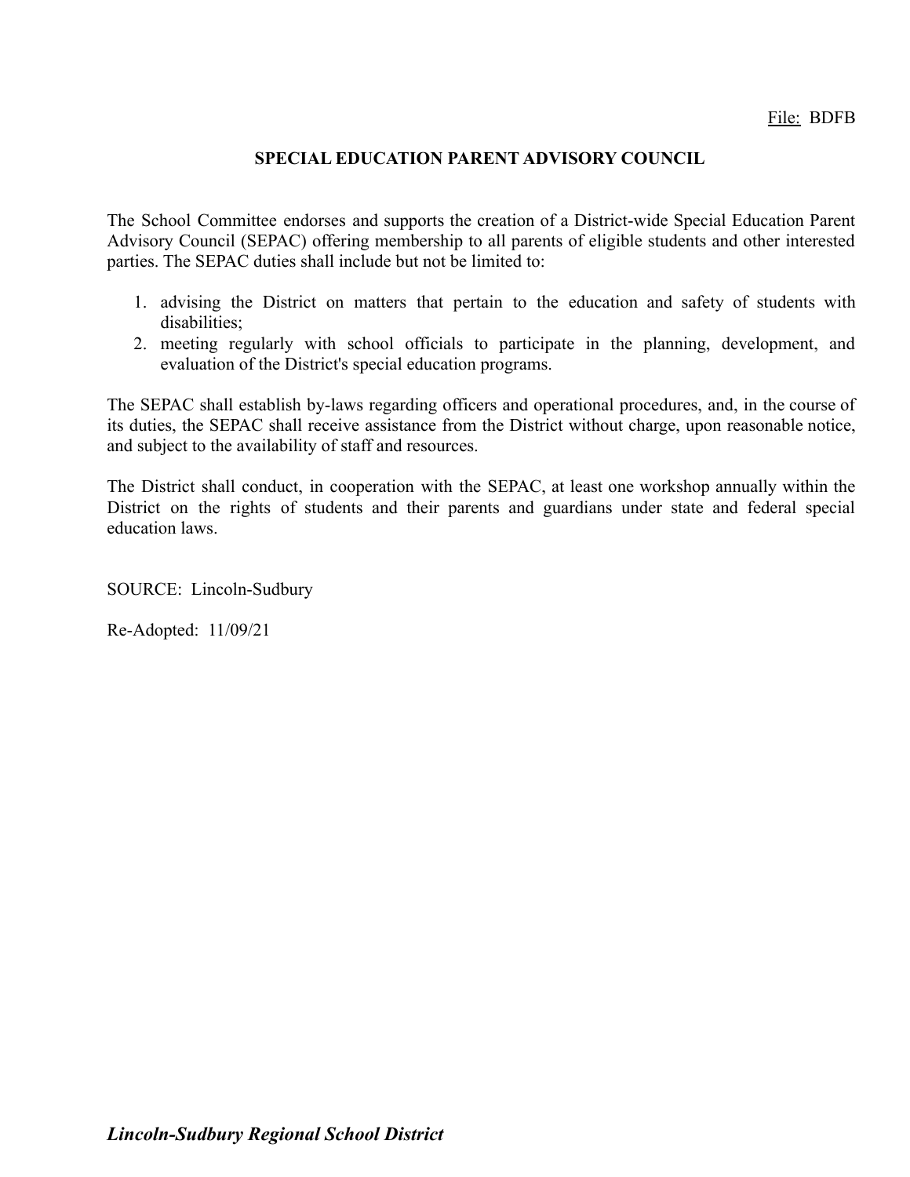File: BDFB

# SPECIAL EDUCATION PARENT ADVISORY COUNCIL

The School Committee endorses and supports the creation of a District-wide Special Education Parent Advisory Council (SEPAC) offering membership to all parents of eligible students and other interested parties. The SEPAC duties shall include but not be limited to:

1. advising the District on matters that pertain to the education and safety of students with disabilities;
2. meeting regularly with school officials to participate in the planning, development, and evaluation of the District's special education programs.

The SEPAC shall establish by-laws regarding officers and operational procedures, and, in the course of its duties, the SEPAC shall receive assistance from the District without charge, upon reasonable notice, and subject to the availability of staff and resources.

The District shall conduct, in cooperation with the SEPAC, at least one workshop annually within the District on the rights of students and their parents and guardians under state and federal special education laws.

SOURCE: Lincoln-Sudbury

Re-Adopted: 11/09/21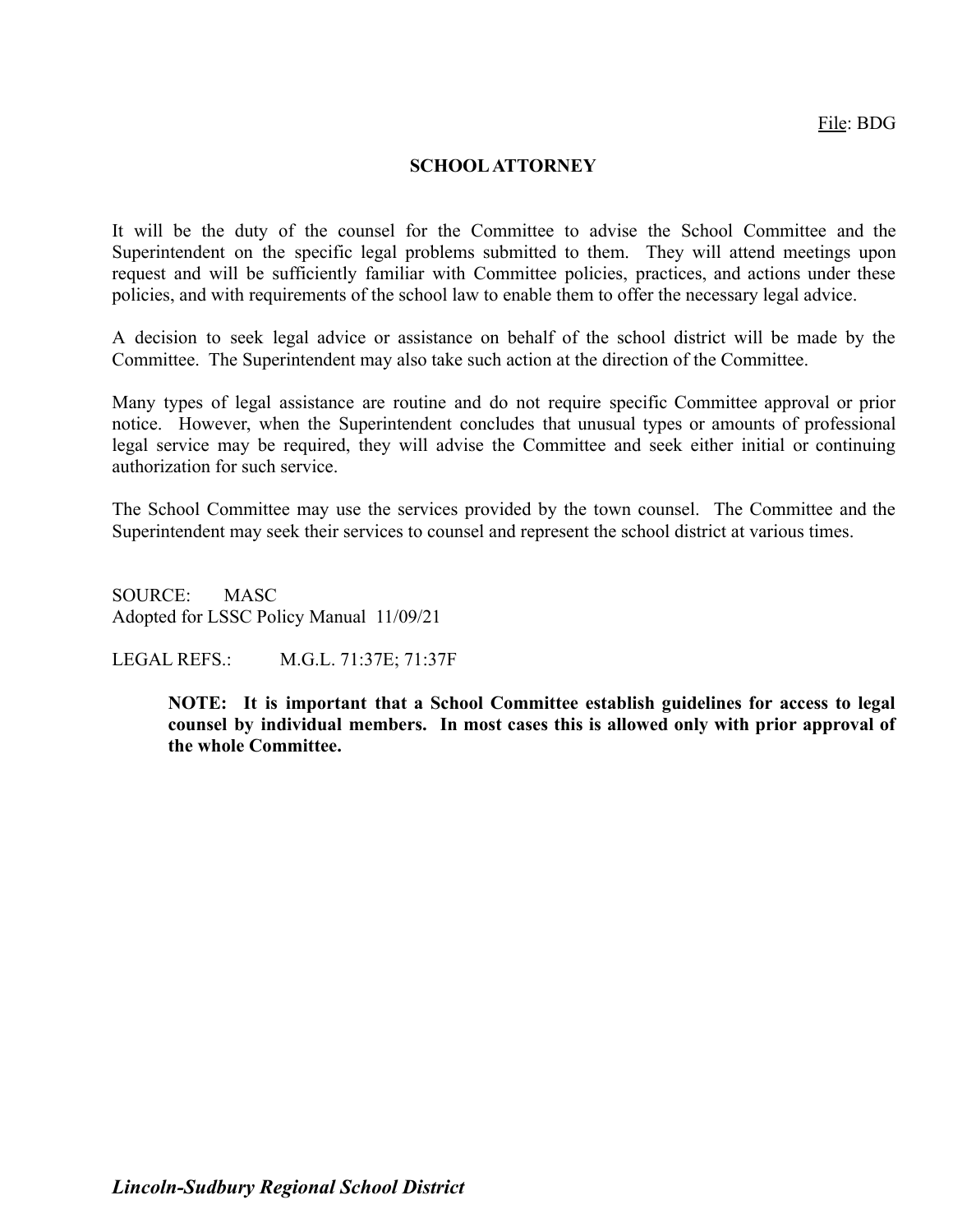File: BDG

# SCHOOL ATTORNEY

It will be the duty of the counsel for the Committee to advise the School Committee and the Superintendent on the specific legal problems submitted to them. They will attend meetings upon request and will be sufficiently familiar with Committee policies, practices, and actions under these policies, and with requirements of the school law to enable them to offer the necessary legal advice.

A decision to seek legal advice or assistance on behalf of the school district will be made by the Committee. The Superintendent may also take such action at the direction of the Committee.

Many types of legal assistance are routine and do not require specific Committee approval or prior notice. However, when the Superintendent concludes that unusual types or amounts of professional legal service may be required, they will advise the Committee and seek either initial or continuing authorization for such service.

The School Committee may use the services provided by the town counsel. The Committee and the Superintendent may seek their services to counsel and represent the school district at various times.

SOURCE: MASC
Adopted for LSSC Policy Manual 11/09/21

LEGAL REFS.: M.G.L. 71:37E; 71:37F

> **NOTE: It is important that a School Committee establish guidelines for access to legal counsel by individual members. In most cases this is allowed only with prior approval of the whole Committee.**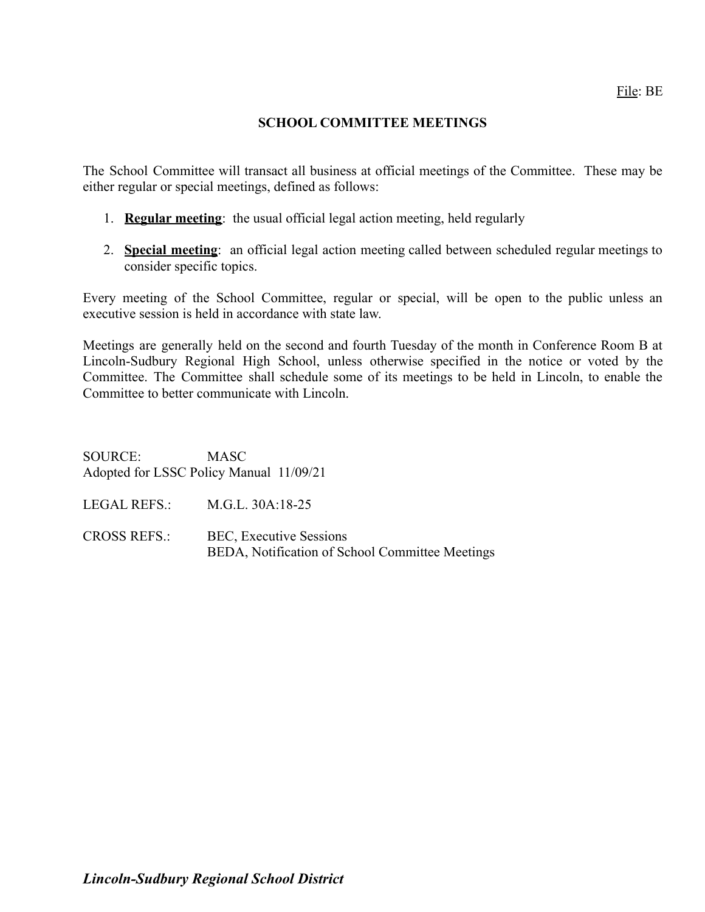File: BE

# SCHOOL COMMITTEE MEETINGS

The School Committee will transact all business at official meetings of the Committee. These may be either regular or special meetings, defined as follows:

1. **Regular meeting**: the usual official legal action meeting, held regularly
2. **Special meeting**: an official legal action meeting called between scheduled regular meetings to consider specific topics.

Every meeting of the School Committee, regular or special, will be open to the public unless an executive session is held in accordance with state law.

Meetings are generally held on the second and fourth Tuesday of the month in Conference Room B at Lincoln-Sudbury Regional High School, unless otherwise specified in the notice or voted by the Committee. The Committee shall schedule some of its meetings to be held in Lincoln, to enable the Committee to better communicate with Lincoln.

SOURCE: MASC
Adopted for LSSC Policy Manual 11/09/21

LEGAL REFS.: M.G.L. 30A:18-25

CROSS REFS.: BEC, Executive Sessions
BEDA, Notification of School Committee Meetings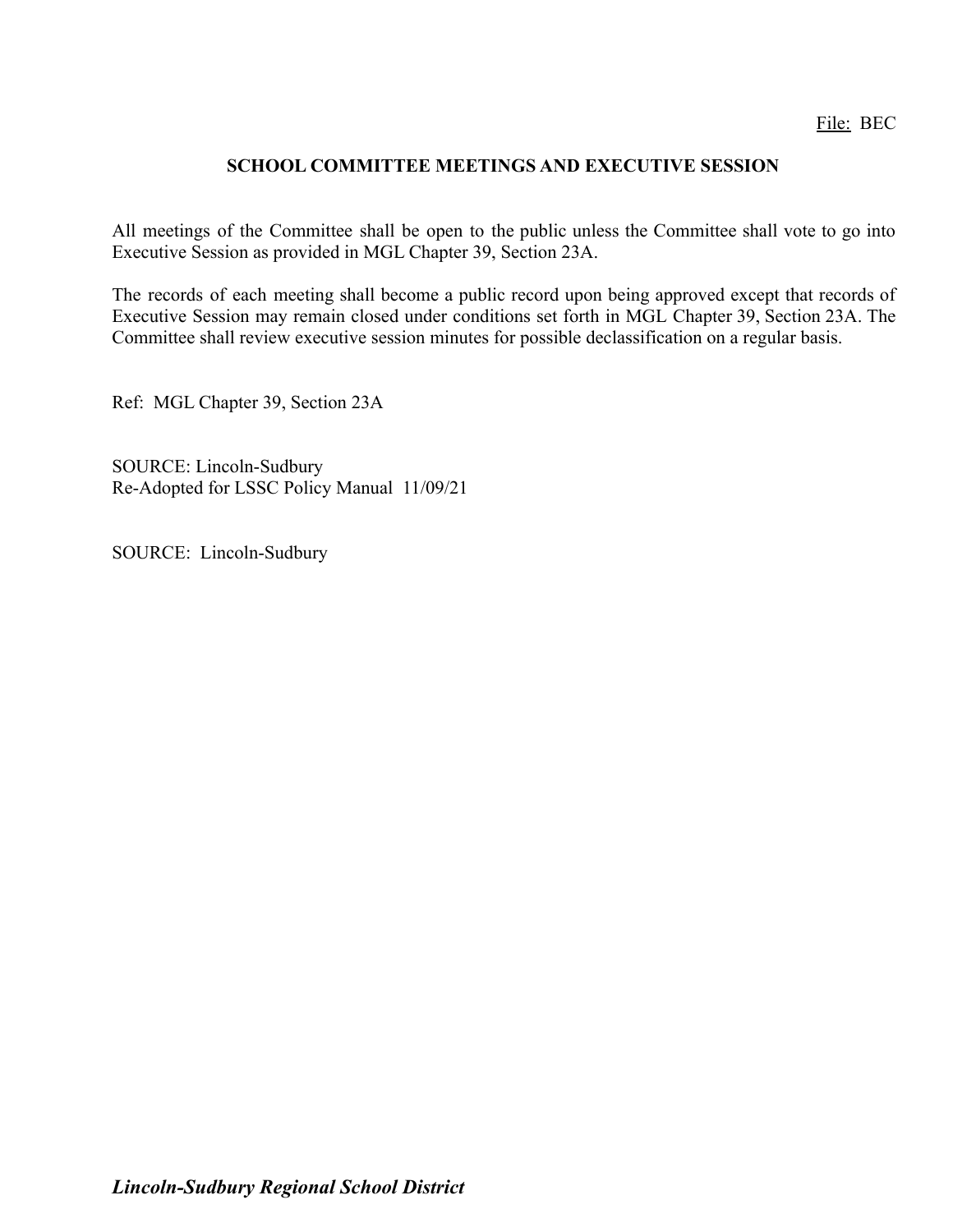File: BEC

# SCHOOL COMMITTEE MEETINGS AND EXECUTIVE SESSION

All meetings of the Committee shall be open to the public unless the Committee shall vote to go into Executive Session as provided in MGL Chapter 39, Section 23A.

The records of each meeting shall become a public record upon being approved except that records of Executive Session may remain closed under conditions set forth in MGL Chapter 39, Section 23A. The Committee shall review executive session minutes for possible declassification on a regular basis.

Ref: MGL Chapter 39, Section 23A

SOURCE: Lincoln-Sudbury
Re-Adopted for LSSC Policy Manual 11/09/21

SOURCE: Lincoln-Sudbury

***Lincoln-Sudbury Regional School District***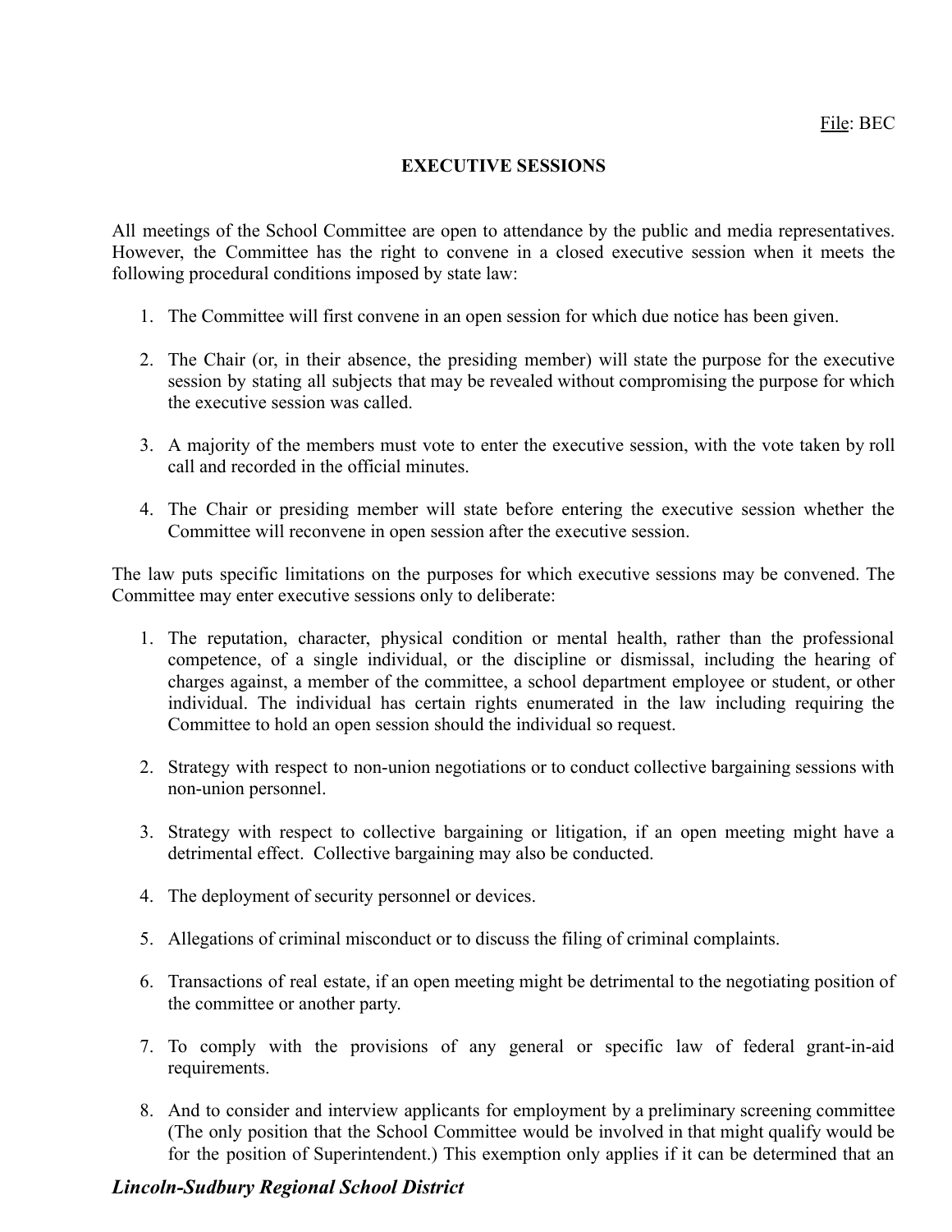File: BEC

## EXECUTIVE SESSIONS

All meetings of the School Committee are open to attendance by the public and media representatives. However, the Committee has the right to convene in a closed executive session when it meets the following procedural conditions imposed by state law:

1. The Committee will first convene in an open session for which due notice has been given.

2. The Chair (or, in their absence, the presiding member) will state the purpose for the executive session by stating all subjects that may be revealed without compromising the purpose for which the executive session was called.

3. A majority of the members must vote to enter the executive session, with the vote taken by roll call and recorded in the official minutes.

4. The Chair or presiding member will state before entering the executive session whether the Committee will reconvene in open session after the executive session.

The law puts specific limitations on the purposes for which executive sessions may be convened. The Committee may enter executive sessions only to deliberate:

1. The reputation, character, physical condition or mental health, rather than the professional competence, of a single individual, or the discipline or dismissal, including the hearing of charges against, a member of the committee, a school department employee or student, or other individual. The individual has certain rights enumerated in the law including requiring the Committee to hold an open session should the individual so request.

2. Strategy with respect to non-union negotiations or to conduct collective bargaining sessions with non-union personnel.

3. Strategy with respect to collective bargaining or litigation, if an open meeting might have a detrimental effect. Collective bargaining may also be conducted.

4. The deployment of security personnel or devices.

5. Allegations of criminal misconduct or to discuss the filing of criminal complaints.

6. Transactions of real estate, if an open meeting might be detrimental to the negotiating position of the committee or another party.

7. To comply with the provisions of any general or specific law of federal grant-in-aid requirements.

8. And to consider and interview applicants for employment by a preliminary screening committee (The only position that the School Committee would be involved in that might qualify would be for the position of Superintendent.) This exemption only applies if it can be determined that an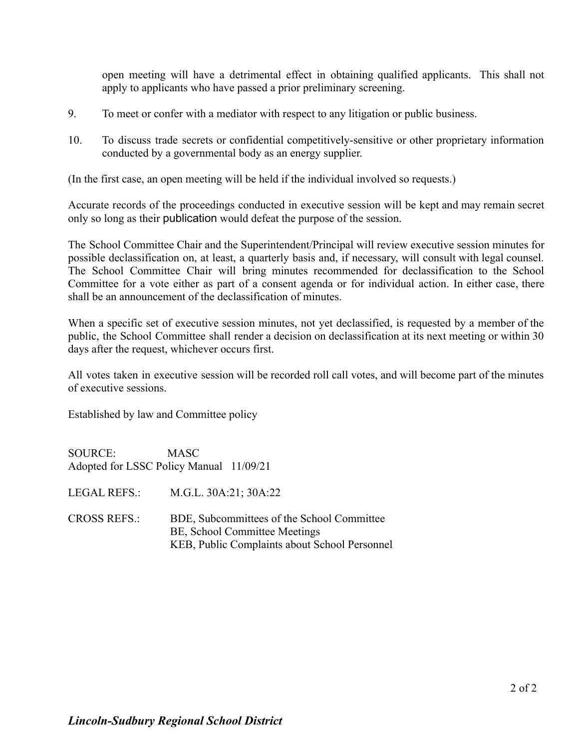open meeting will have a detrimental effect in obtaining qualified applicants. This shall not apply to applicants who have passed a prior preliminary screening.

9. To meet or confer with a mediator with respect to any litigation or public business.

10. To discuss trade secrets or confidential competitively-sensitive or other proprietary information conducted by a governmental body as an energy supplier.

(In the first case, an open meeting will be held if the individual involved so requests.)

Accurate records of the proceedings conducted in executive session will be kept and may remain secret only so long as their publication would defeat the purpose of the session.

The School Committee Chair and the Superintendent/Principal will review executive session minutes for possible declassification on, at least, a quarterly basis and, if necessary, will consult with legal counsel. The School Committee Chair will bring minutes recommended for declassification to the School Committee for a vote either as part of a consent agenda or for individual action. In either case, there shall be an announcement of the declassification of minutes.

When a specific set of executive session minutes, not yet declassified, is requested by a member of the public, the School Committee shall render a decision on declassification at its next meeting or within 30 days after the request, whichever occurs first.

All votes taken in executive session will be recorded roll call votes, and will become part of the minutes of executive sessions.

Established by law and Committee policy

SOURCE: MASC
Adopted for LSSC Policy Manual 11/09/21

LEGAL REFS.: M.G.L. 30A:21; 30A:22

CROSS REFS.: BDE, Subcommittees of the School Committee
BE, School Committee Meetings
KEB, Public Complaints about School Personnel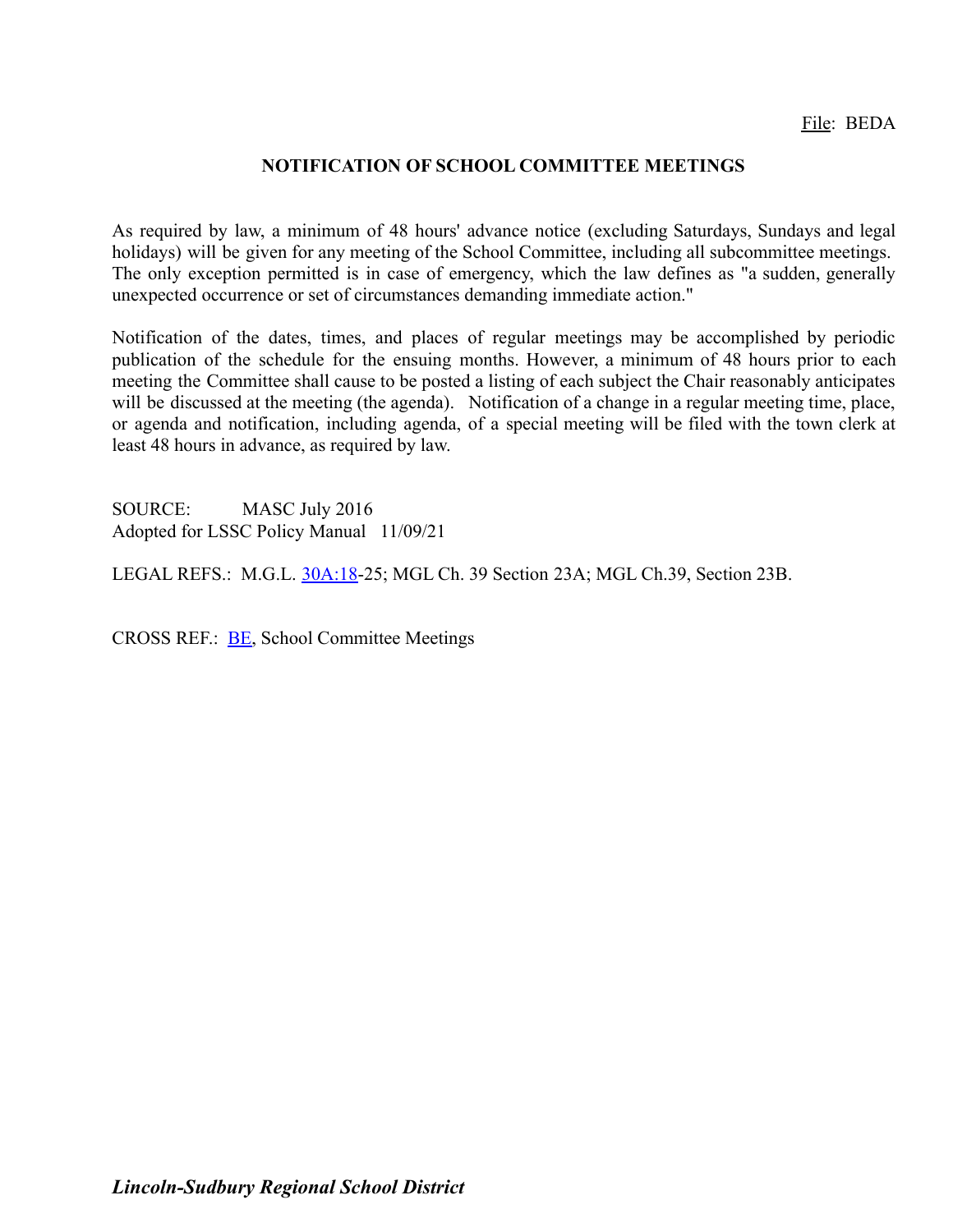File: BEDA

# NOTIFICATION OF SCHOOL COMMITTEE MEETINGS

As required by law, a minimum of 48 hours' advance notice (excluding Saturdays, Sundays and legal holidays) will be given for any meeting of the School Committee, including all subcommittee meetings. The only exception permitted is in case of emergency, which the law defines as "a sudden, generally unexpected occurrence or set of circumstances demanding immediate action."

Notification of the dates, times, and places of regular meetings may be accomplished by periodic publication of the schedule for the ensuing months. However, a minimum of 48 hours prior to each meeting the Committee shall cause to be posted a listing of each subject the Chair reasonably anticipates will be discussed at the meeting (the agenda). Notification of a change in a regular meeting time, place, or agenda and notification, including agenda, of a special meeting will be filed with the town clerk at least 48 hours in advance, as required by law.

SOURCE: MASC July 2016
Adopted for LSSC Policy Manual 11/09/21

LEGAL REFS.: M.G.L. 30A:18-25; MGL Ch. 39 Section 23A; MGL Ch.39, Section 23B.

CROSS REF.: BE, School Committee Meetings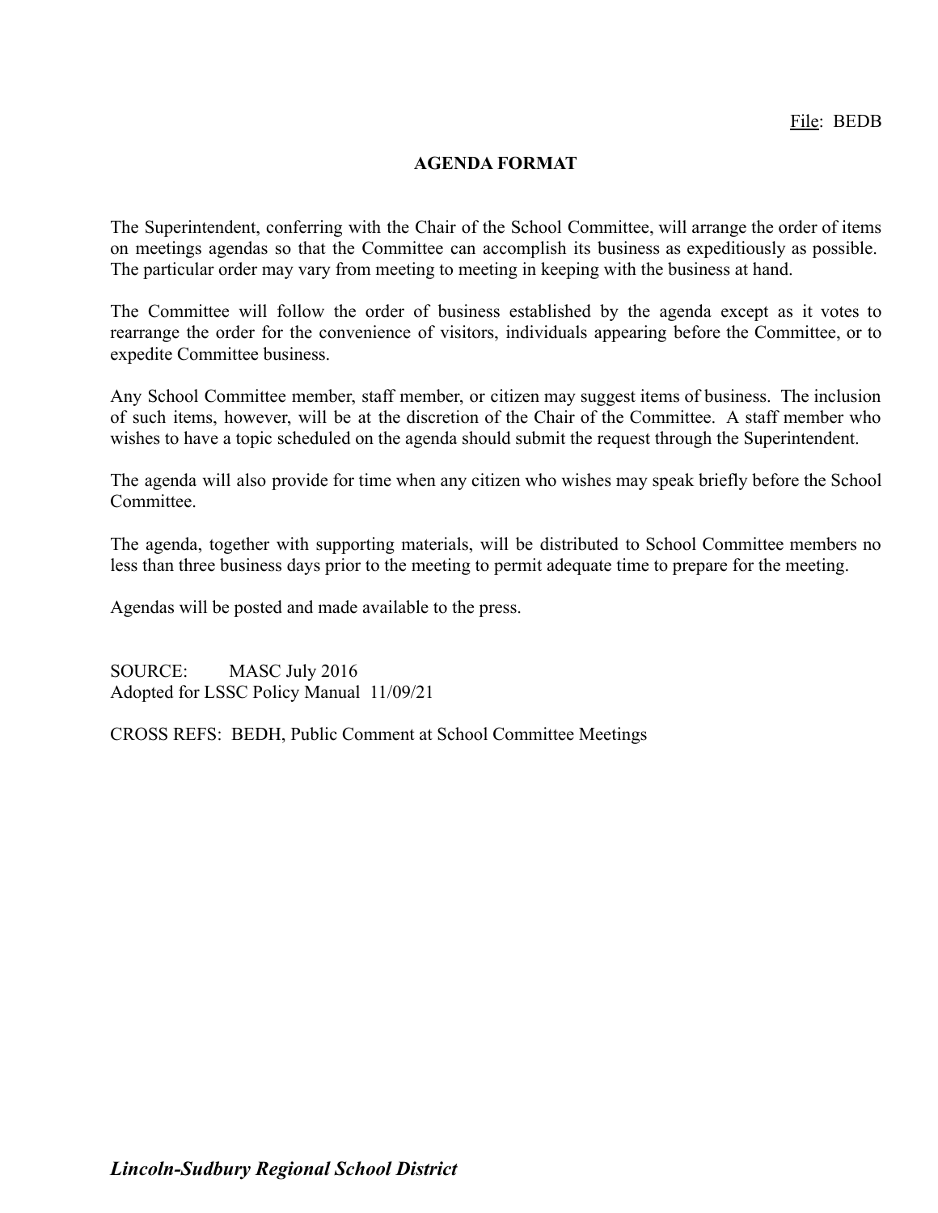File: BEDB

# AGENDA FORMAT

The Superintendent, conferring with the Chair of the School Committee, will arrange the order of items on meetings agendas so that the Committee can accomplish its business as expeditiously as possible. The particular order may vary from meeting to meeting in keeping with the business at hand.

The Committee will follow the order of business established by the agenda except as it votes to rearrange the order for the convenience of visitors, individuals appearing before the Committee, or to expedite Committee business.

Any School Committee member, staff member, or citizen may suggest items of business. The inclusion of such items, however, will be at the discretion of the Chair of the Committee. A staff member who wishes to have a topic scheduled on the agenda should submit the request through the Superintendent.

The agenda will also provide for time when any citizen who wishes may speak briefly before the School Committee.

The agenda, together with supporting materials, will be distributed to School Committee members no less than three business days prior to the meeting to permit adequate time to prepare for the meeting.

Agendas will be posted and made available to the press.

SOURCE: MASC July 2016
Adopted for LSSC Policy Manual 11/09/21

CROSS REFS: BEDH, Public Comment at School Committee Meetings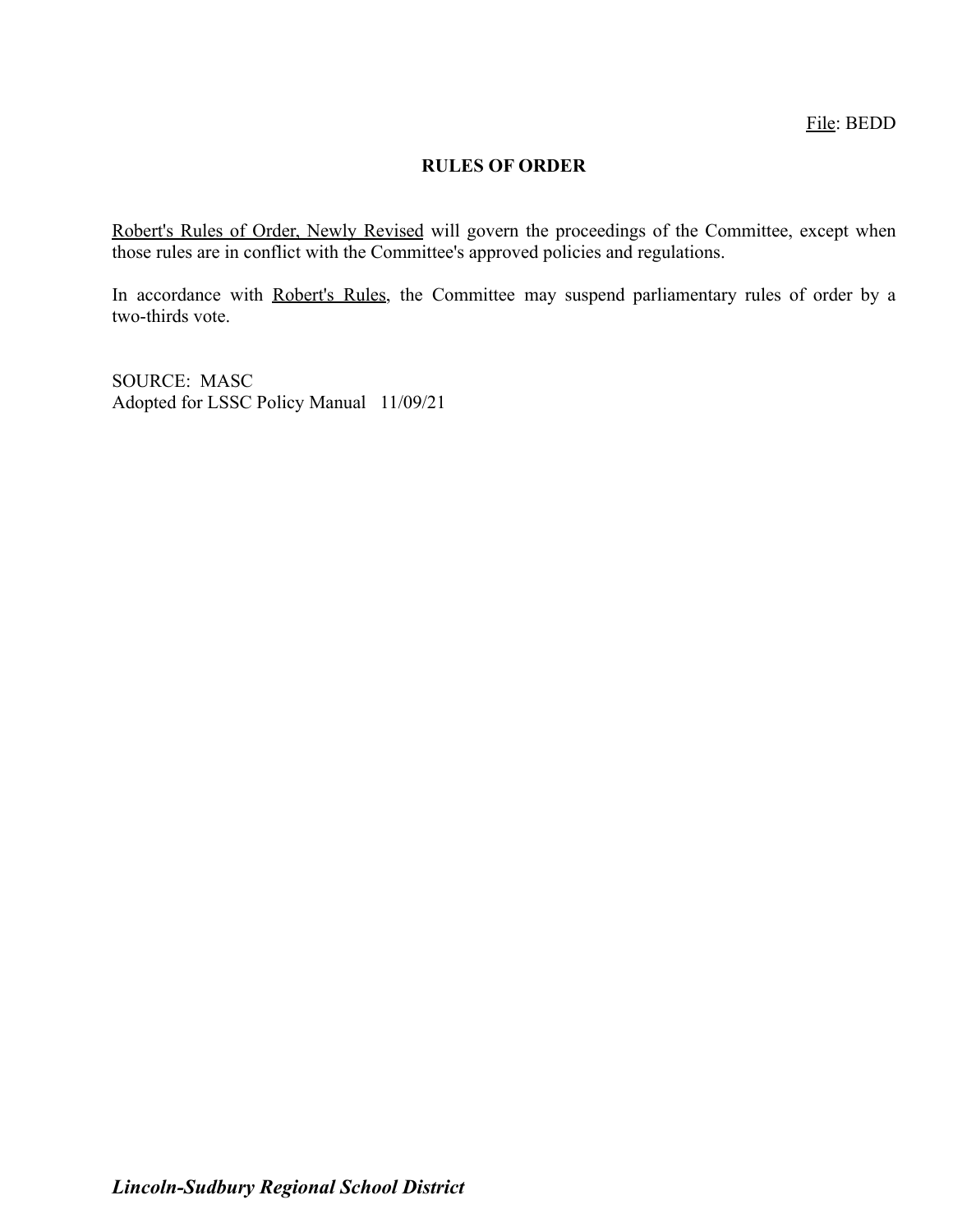File: BEDD

# RULES OF ORDER

Robert's Rules of Order, Newly Revised will govern the proceedings of the Committee, except when those rules are in conflict with the Committee's approved policies and regulations.

In accordance with Robert's Rules, the Committee may suspend parliamentary rules of order by a two-thirds vote.

SOURCE: MASC
Adopted for LSSC Policy Manual 11/09/21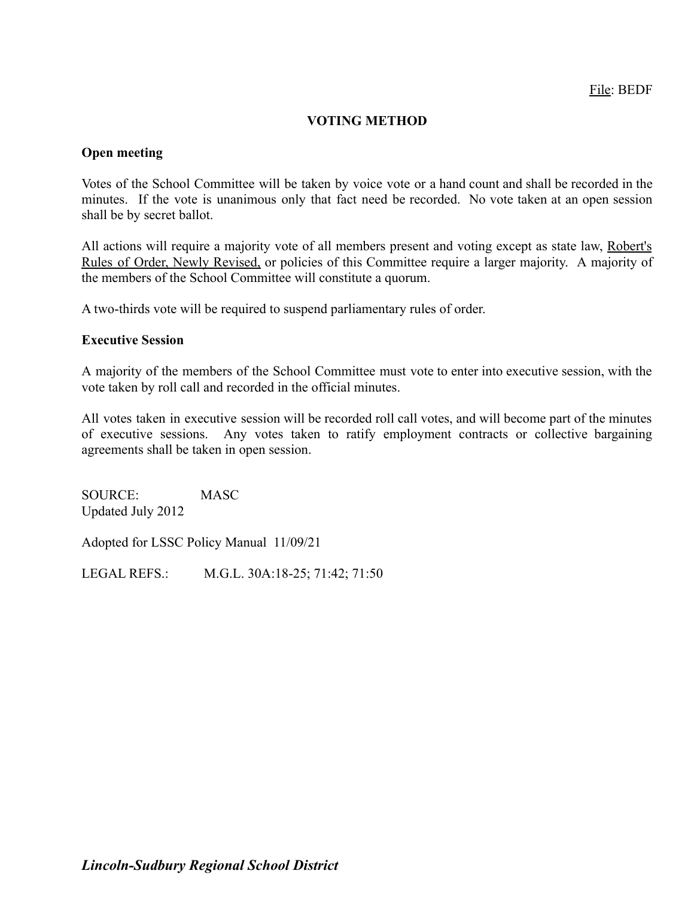File: BEDF

# VOTING METHOD

**Open meeting**

Votes of the School Committee will be taken by voice vote or a hand count and shall be recorded in the minutes. If the vote is unanimous only that fact need be recorded. No vote taken at an open session shall be by secret ballot.

All actions will require a majority vote of all members present and voting except as state law, Robert's Rules of Order, Newly Revised, or policies of this Committee require a larger majority. A majority of the members of the School Committee will constitute a quorum.

A two-thirds vote will be required to suspend parliamentary rules of order.

**Executive Session**

A majority of the members of the School Committee must vote to enter into executive session, with the vote taken by roll call and recorded in the official minutes.

All votes taken in executive session will be recorded roll call votes, and will become part of the minutes of executive sessions. Any votes taken to ratify employment contracts or collective bargaining agreements shall be taken in open session.

SOURCE: MASC
Updated July 2012

Adopted for LSSC Policy Manual 11/09/21

LEGAL REFS.: M.G.L. 30A:18-25; 71:42; 71:50

***Lincoln-Sudbury Regional School District***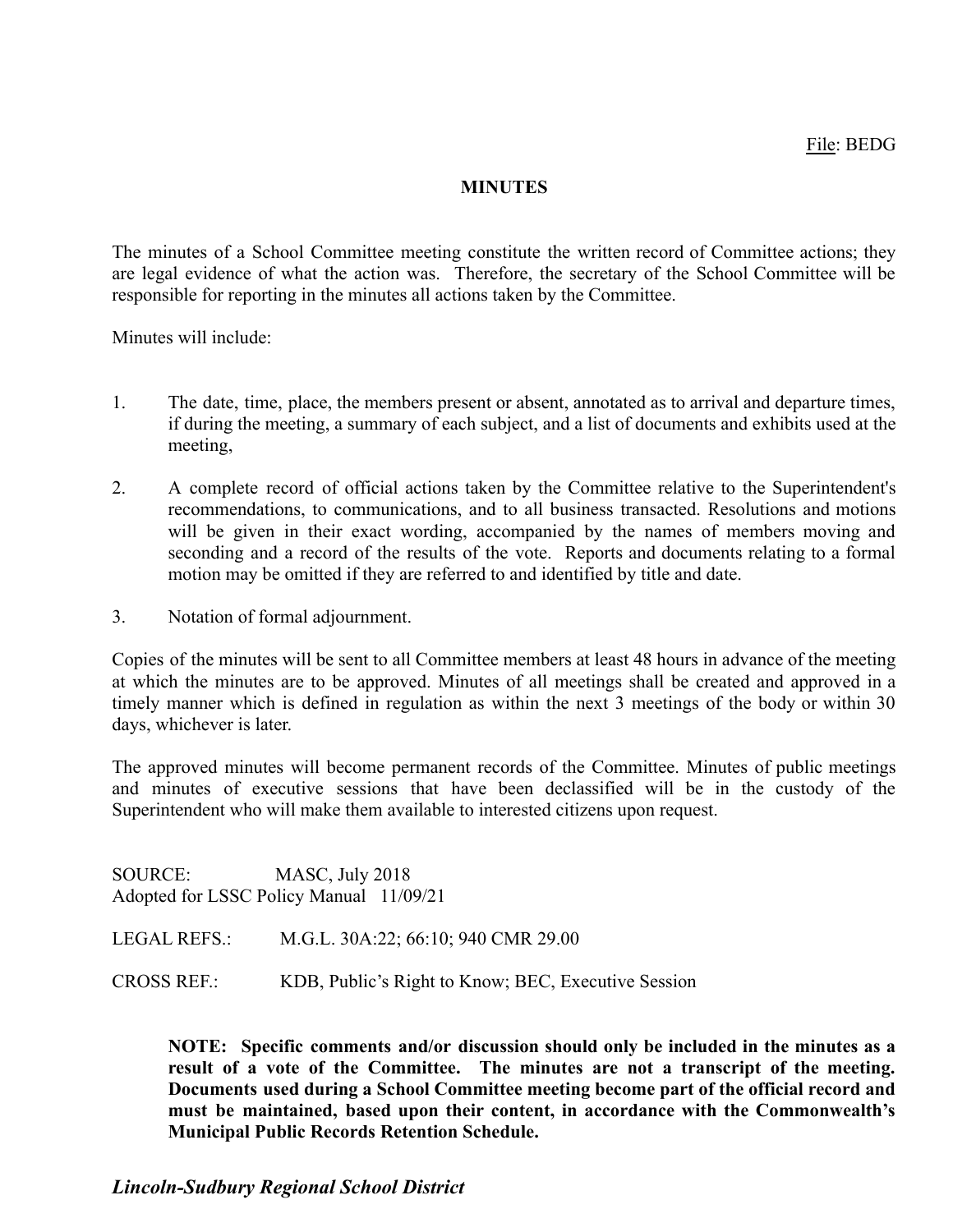File: BEDG

## MINUTES

The minutes of a School Committee meeting constitute the written record of Committee actions; they are legal evidence of what the action was. Therefore, the secretary of the School Committee will be responsible for reporting in the minutes all actions taken by the Committee.

Minutes will include:

1. The date, time, place, the members present or absent, annotated as to arrival and departure times, if during the meeting, a summary of each subject, and a list of documents and exhibits used at the meeting,
2. A complete record of official actions taken by the Committee relative to the Superintendent's recommendations, to communications, and to all business transacted. Resolutions and motions will be given in their exact wording, accompanied by the names of members moving and seconding and a record of the results of the vote. Reports and documents relating to a formal motion may be omitted if they are referred to and identified by title and date.
3. Notation of formal adjournment.

Copies of the minutes will be sent to all Committee members at least 48 hours in advance of the meeting at which the minutes are to be approved. Minutes of all meetings shall be created and approved in a timely manner which is defined in regulation as within the next 3 meetings of the body or within 30 days, whichever is later.

The approved minutes will become permanent records of the Committee. Minutes of public meetings and minutes of executive sessions that have been declassified will be in the custody of the Superintendent who will make them available to interested citizens upon request.

SOURCE: MASC, July 2018
Adopted for LSSC Policy Manual 11/09/21

LEGAL REFS.: M.G.L. 30A:22; 66:10; 940 CMR 29.00

CROSS REF.: KDB, Public's Right to Know; BEC, Executive Session

**NOTE: Specific comments and/or discussion should only be included in the minutes as a result of a vote of the Committee. The minutes are not a transcript of the meeting. Documents used during a School Committee meeting become part of the official record and must be maintained, based upon their content, in accordance with the Commonwealth's Municipal Public Records Retention Schedule.**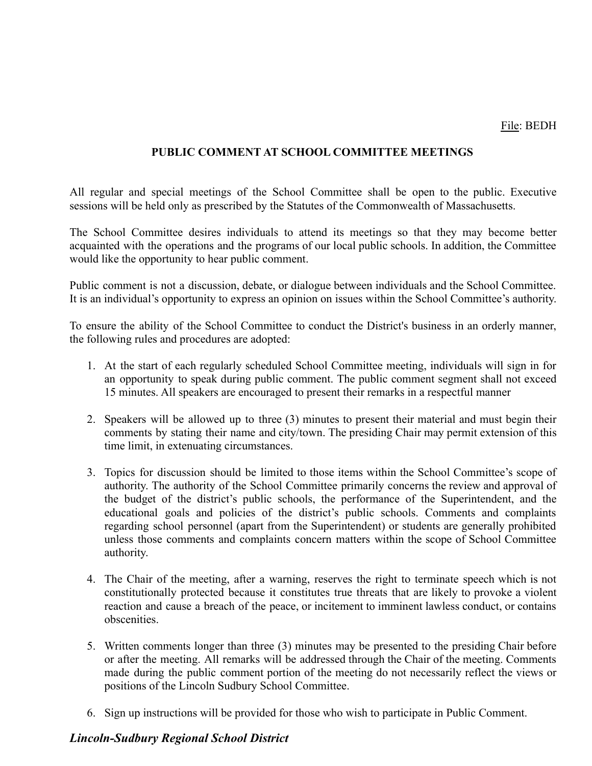File: BEDH

## PUBLIC COMMENT AT SCHOOL COMMITTEE MEETINGS

All regular and special meetings of the School Committee shall be open to the public. Executive sessions will be held only as prescribed by the Statutes of the Commonwealth of Massachusetts.

The School Committee desires individuals to attend its meetings so that they may become better acquainted with the operations and the programs of our local public schools. In addition, the Committee would like the opportunity to hear public comment.

Public comment is not a discussion, debate, or dialogue between individuals and the School Committee. It is an individual's opportunity to express an opinion on issues within the School Committee's authority.

To ensure the ability of the School Committee to conduct the District's business in an orderly manner, the following rules and procedures are adopted:

1. At the start of each regularly scheduled School Committee meeting, individuals will sign in for an opportunity to speak during public comment. The public comment segment shall not exceed 15 minutes. All speakers are encouraged to present their remarks in a respectful manner

2. Speakers will be allowed up to three (3) minutes to present their material and must begin their comments by stating their name and city/town. The presiding Chair may permit extension of this time limit, in extenuating circumstances.

3. Topics for discussion should be limited to those items within the School Committee's scope of authority. The authority of the School Committee primarily concerns the review and approval of the budget of the district's public schools, the performance of the Superintendent, and the educational goals and policies of the district's public schools. Comments and complaints regarding school personnel (apart from the Superintendent) or students are generally prohibited unless those comments and complaints concern matters within the scope of School Committee authority.

4. The Chair of the meeting, after a warning, reserves the right to terminate speech which is not constitutionally protected because it constitutes true threats that are likely to provoke a violent reaction and cause a breach of the peace, or incitement to imminent lawless conduct, or contains obscenities.

5. Written comments longer than three (3) minutes may be presented to the presiding Chair before or after the meeting. All remarks will be addressed through the Chair of the meeting. Comments made during the public comment portion of the meeting do not necessarily reflect the views or positions of the Lincoln Sudbury School Committee.

6. Sign up instructions will be provided for those who wish to participate in Public Comment.

***Lincoln-Sudbury Regional School District***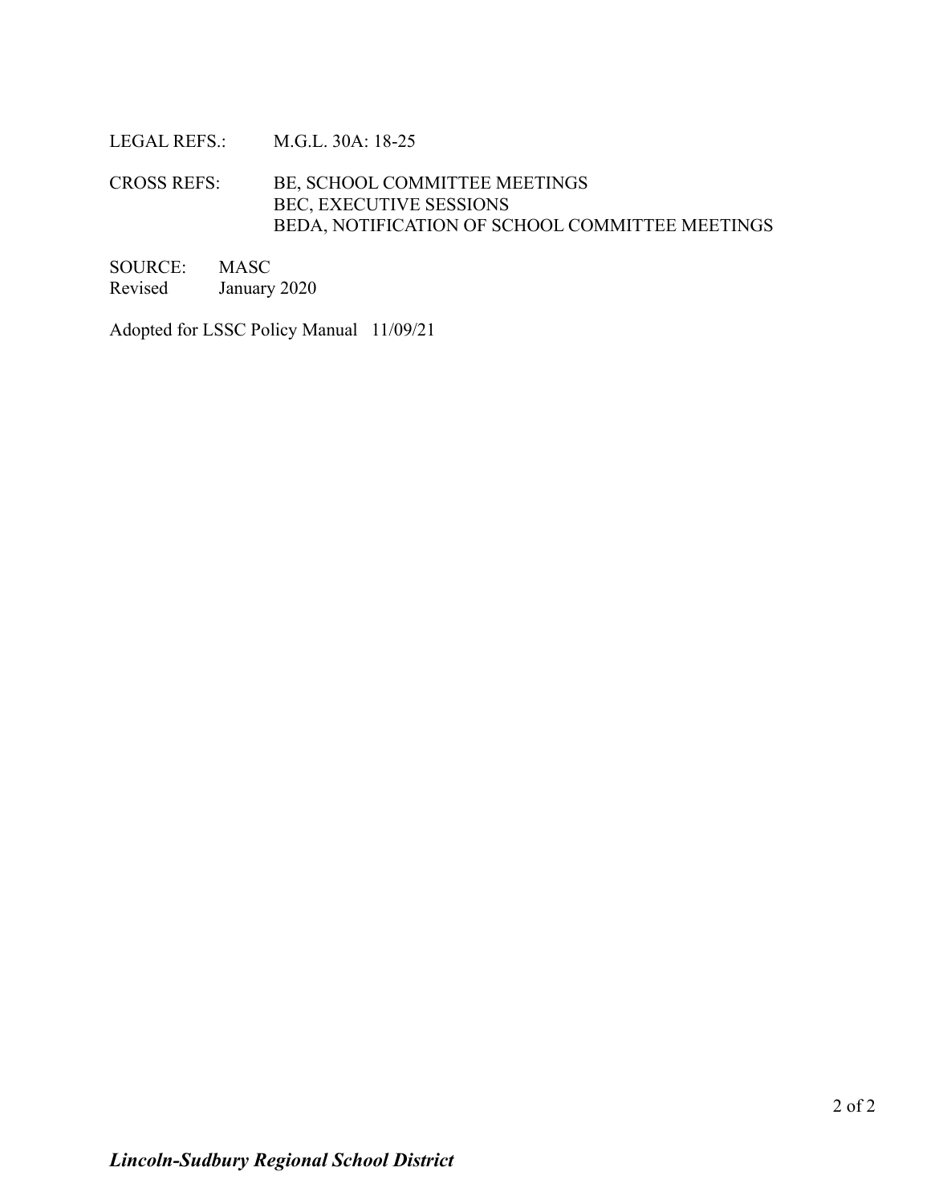LEGAL REFS.: M.G.L. 30A: 18-25

CROSS REFS: BE, SCHOOL COMMITTEE MEETINGS
BEC, EXECUTIVE SESSIONS
BEDA, NOTIFICATION OF SCHOOL COMMITTEE MEETINGS

SOURCE: MASC
Revised January 2020

Adopted for LSSC Policy Manual 11/09/21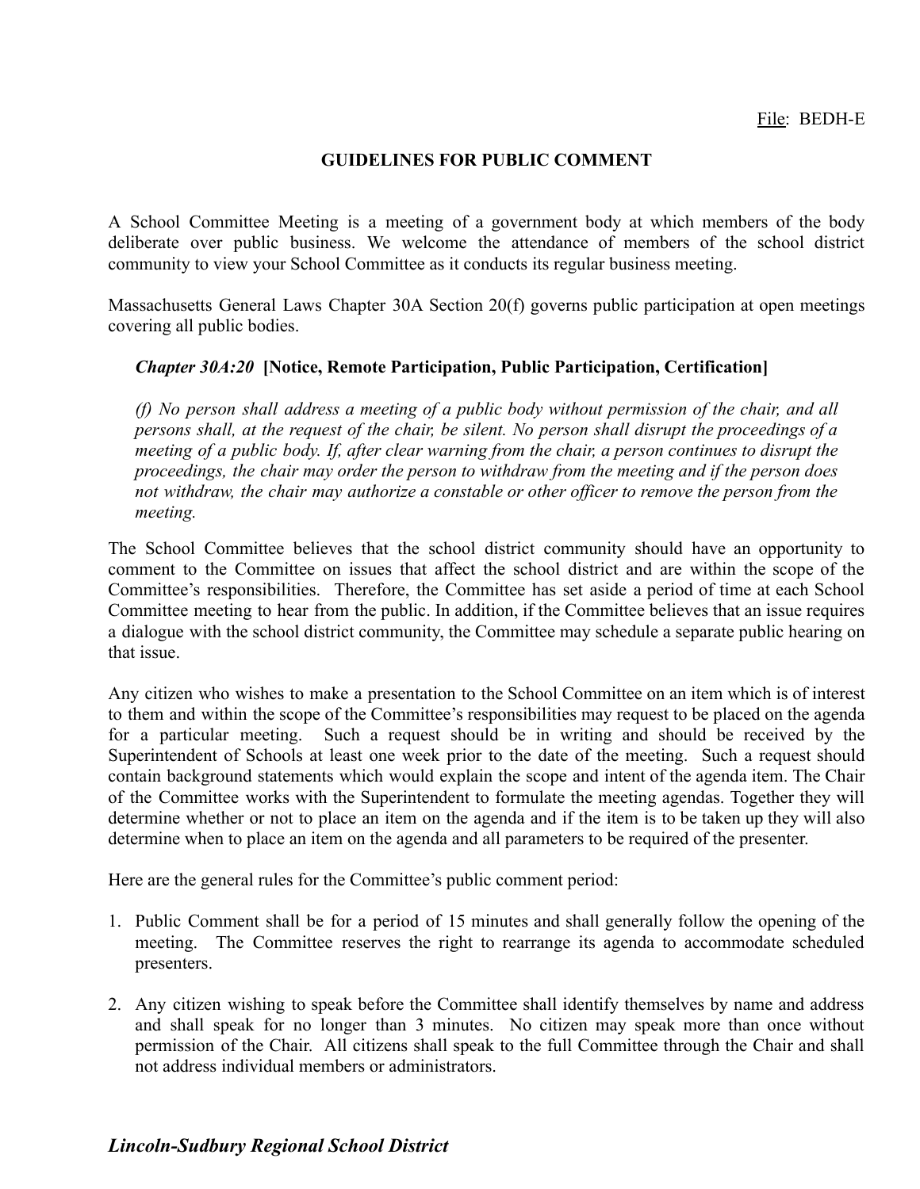File: BEDH-E

## GUIDELINES FOR PUBLIC COMMENT

A School Committee Meeting is a meeting of a government body at which members of the body deliberate over public business. We welcome the attendance of members of the school district community to view your School Committee as it conducts its regular business meeting.

Massachusetts General Laws Chapter 30A Section 20(f) governs public participation at open meetings covering all public bodies.

> ***Chapter 30A:20* [Notice, Remote Participation, Public Participation, Certification]**
>
> *(f) No person shall address a meeting of a public body without permission of the chair, and all persons shall, at the request of the chair, be silent. No person shall disrupt the proceedings of a meeting of a public body. If, after clear warning from the chair, a person continues to disrupt the proceedings, the chair may order the person to withdraw from the meeting and if the person does not withdraw, the chair may authorize a constable or other officer to remove the person from the meeting.*

The School Committee believes that the school district community should have an opportunity to comment to the Committee on issues that affect the school district and are within the scope of the Committee's responsibilities. Therefore, the Committee has set aside a period of time at each School Committee meeting to hear from the public. In addition, if the Committee believes that an issue requires a dialogue with the school district community, the Committee may schedule a separate public hearing on that issue.

Any citizen who wishes to make a presentation to the School Committee on an item which is of interest to them and within the scope of the Committee's responsibilities may request to be placed on the agenda for a particular meeting. Such a request should be in writing and should be received by the Superintendent of Schools at least one week prior to the date of the meeting. Such a request should contain background statements which would explain the scope and intent of the agenda item. The Chair of the Committee works with the Superintendent to formulate the meeting agendas. Together they will determine whether or not to place an item on the agenda and if the item is to be taken up they will also determine when to place an item on the agenda and all parameters to be required of the presenter.

Here are the general rules for the Committee's public comment period:

1. Public Comment shall be for a period of 15 minutes and shall generally follow the opening of the meeting. The Committee reserves the right to rearrange its agenda to accommodate scheduled presenters.

2. Any citizen wishing to speak before the Committee shall identify themselves by name and address and shall speak for no longer than 3 minutes. No citizen may speak more than once without permission of the Chair. All citizens shall speak to the full Committee through the Chair and shall not address individual members or administrators.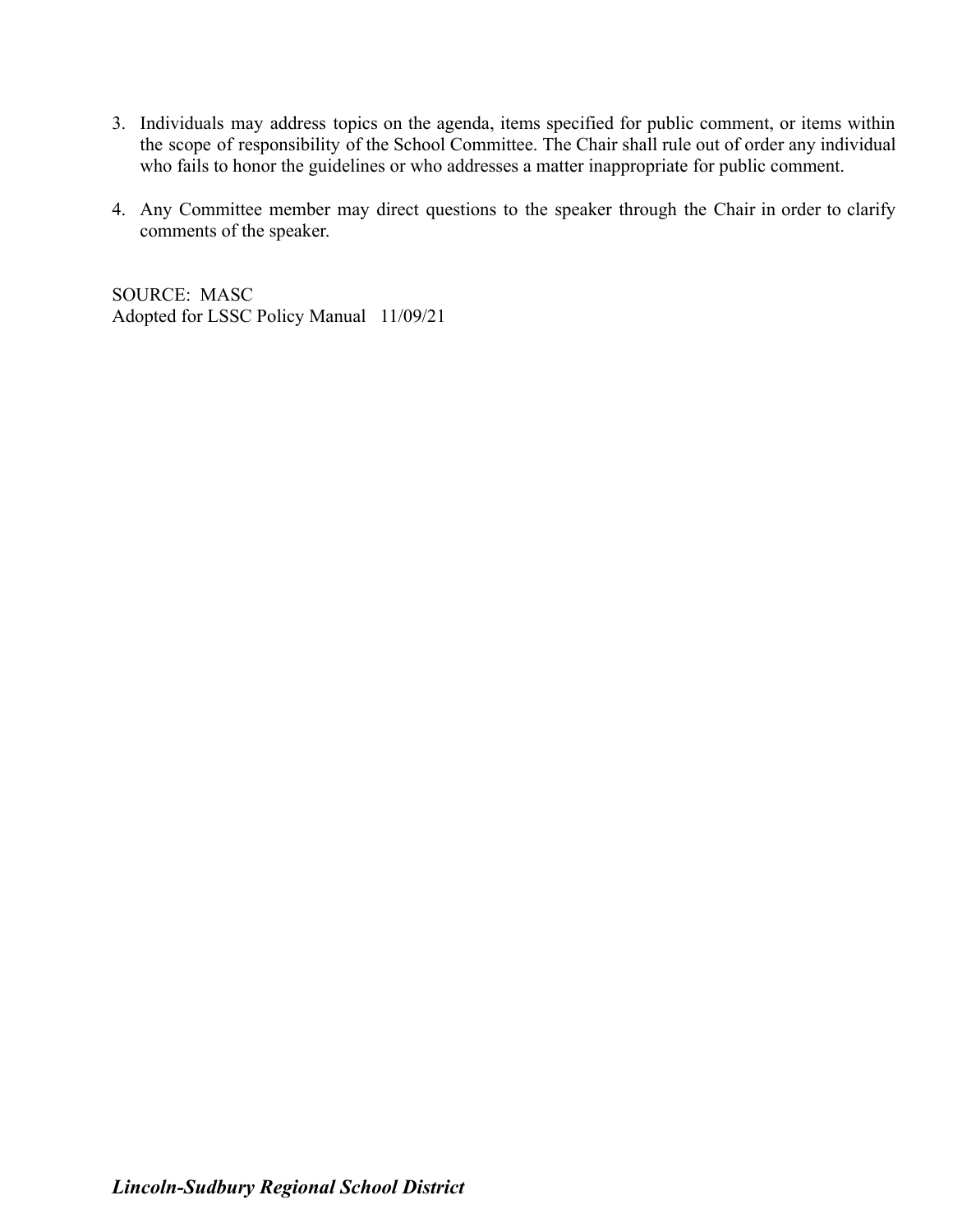3. Individuals may address topics on the agenda, items specified for public comment, or items within the scope of responsibility of the School Committee. The Chair shall rule out of order any individual who fails to honor the guidelines or who addresses a matter inappropriate for public comment.

4. Any Committee member may direct questions to the speaker through the Chair in order to clarify comments of the speaker.

SOURCE: MASC
Adopted for LSSC Policy Manual 11/09/21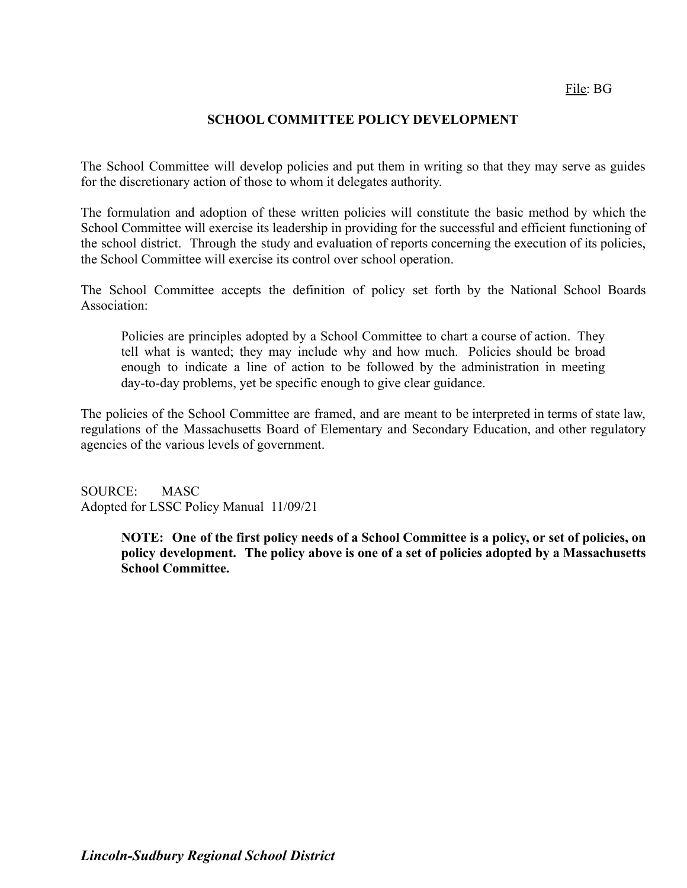File: BG

# SCHOOL COMMITTEE POLICY DEVELOPMENT

The School Committee will develop policies and put them in writing so that they may serve as guides for the discretionary action of those to whom it delegates authority.

The formulation and adoption of these written policies will constitute the basic method by which the School Committee will exercise its leadership in providing for the successful and efficient functioning of the school district. Through the study and evaluation of reports concerning the execution of its policies, the School Committee will exercise its control over school operation.

The School Committee accepts the definition of policy set forth by the National School Boards Association:

> Policies are principles adopted by a School Committee to chart a course of action. They tell what is wanted; they may include why and how much. Policies should be broad enough to indicate a line of action to be followed by the administration in meeting day-to-day problems, yet be specific enough to give clear guidance.

The policies of the School Committee are framed, and are meant to be interpreted in terms of state law, regulations of the Massachusetts Board of Elementary and Secondary Education, and other regulatory agencies of the various levels of government.

SOURCE: MASC
Adopted for LSSC Policy Manual 11/09/21

> **NOTE: One of the first policy needs of a School Committee is a policy, or set of policies, on policy development. The policy above is one of a set of policies adopted by a Massachusetts School Committee.**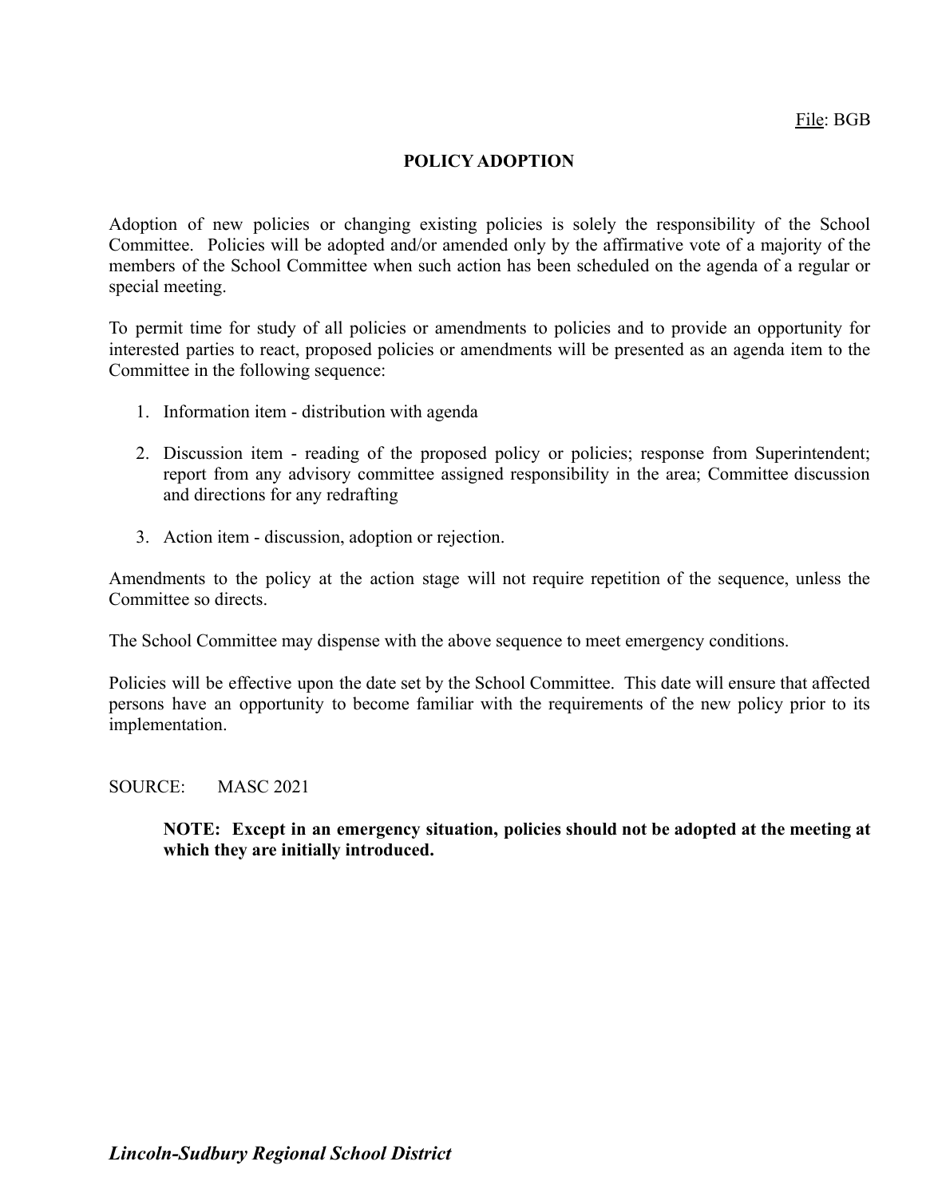File: BGB

# POLICY ADOPTION

Adoption of new policies or changing existing policies is solely the responsibility of the School Committee. Policies will be adopted and/or amended only by the affirmative vote of a majority of the members of the School Committee when such action has been scheduled on the agenda of a regular or special meeting.

To permit time for study of all policies or amendments to policies and to provide an opportunity for interested parties to react, proposed policies or amendments will be presented as an agenda item to the Committee in the following sequence:

1. Information item - distribution with agenda

2. Discussion item - reading of the proposed policy or policies; response from Superintendent; report from any advisory committee assigned responsibility in the area; Committee discussion and directions for any redrafting

3. Action item - discussion, adoption or rejection.

Amendments to the policy at the action stage will not require repetition of the sequence, unless the Committee so directs.

The School Committee may dispense with the above sequence to meet emergency conditions.

Policies will be effective upon the date set by the School Committee. This date will ensure that affected persons have an opportunity to become familiar with the requirements of the new policy prior to its implementation.

SOURCE: MASC 2021

**NOTE: Except in an emergency situation, policies should not be adopted at the meeting at which they are initially introduced.**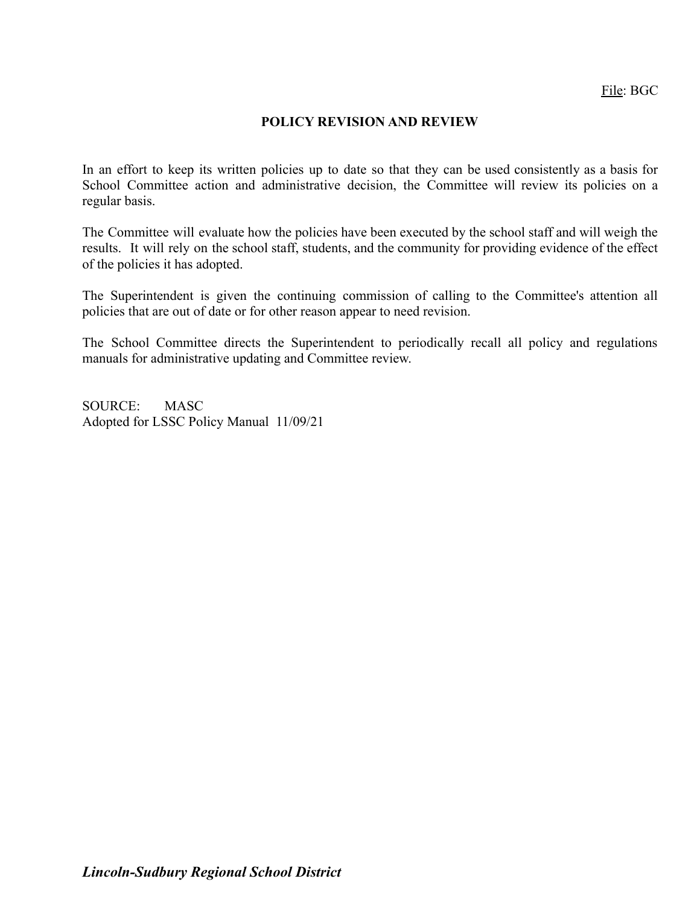File: BGC

# POLICY REVISION AND REVIEW

In an effort to keep its written policies up to date so that they can be used consistently as a basis for School Committee action and administrative decision, the Committee will review its policies on a regular basis.

The Committee will evaluate how the policies have been executed by the school staff and will weigh the results. It will rely on the school staff, students, and the community for providing evidence of the effect of the policies it has adopted.

The Superintendent is given the continuing commission of calling to the Committee's attention all policies that are out of date or for other reason appear to need revision.

The School Committee directs the Superintendent to periodically recall all policy and regulations manuals for administrative updating and Committee review.

SOURCE: MASC
Adopted for LSSC Policy Manual 11/09/21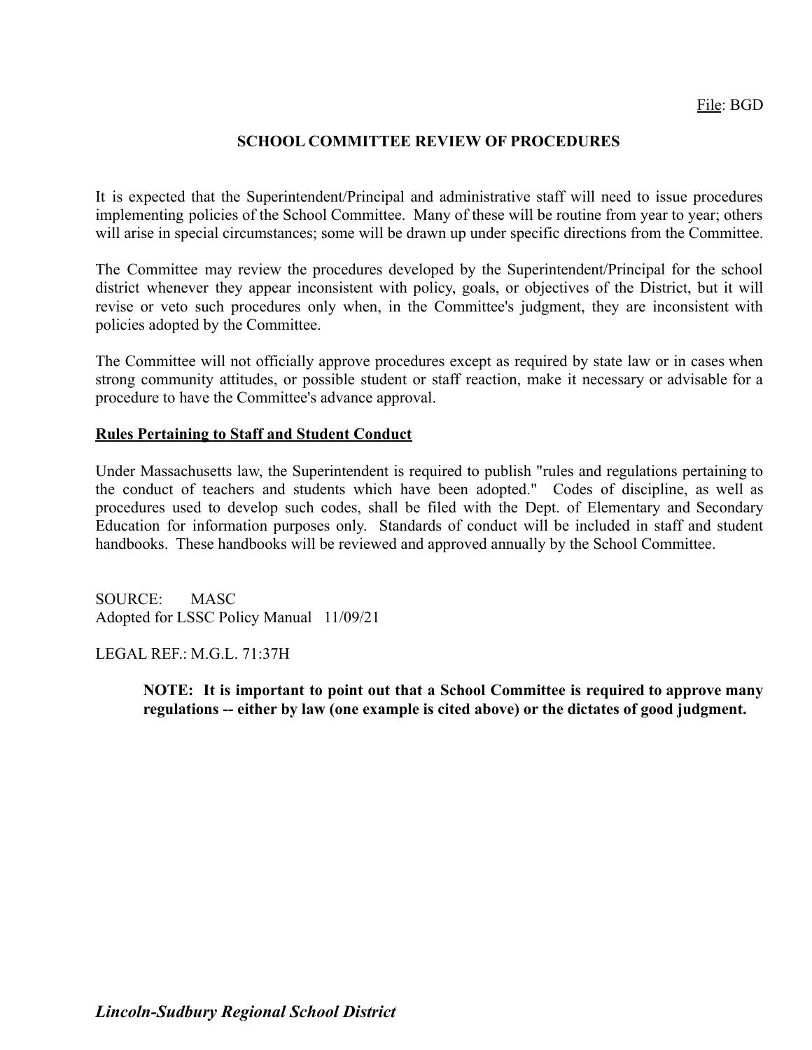File: BGD

# SCHOOL COMMITTEE REVIEW OF PROCEDURES

It is expected that the Superintendent/Principal and administrative staff will need to issue procedures implementing policies of the School Committee. Many of these will be routine from year to year; others will arise in special circumstances; some will be drawn up under specific directions from the Committee.

The Committee may review the procedures developed by the Superintendent/Principal for the school district whenever they appear inconsistent with policy, goals, or objectives of the District, but it will revise or veto such procedures only when, in the Committee's judgment, they are inconsistent with policies adopted by the Committee.

The Committee will not officially approve procedures except as required by state law or in cases when strong community attitudes, or possible student or staff reaction, make it necessary or advisable for a procedure to have the Committee's advance approval.

## Rules Pertaining to Staff and Student Conduct

Under Massachusetts law, the Superintendent is required to publish "rules and regulations pertaining to the conduct of teachers and students which have been adopted." Codes of discipline, as well as procedures used to develop such codes, shall be filed with the Dept. of Elementary and Secondary Education for information purposes only. Standards of conduct will be included in staff and student handbooks. These handbooks will be reviewed and approved annually by the School Committee.

SOURCE: MASC
Adopted for LSSC Policy Manual 11/09/21

LEGAL REF.: M.G.L. 71:37H

> **NOTE: It is important to point out that a School Committee is required to approve many regulations -- either by law (one example is cited above) or the dictates of good judgment.**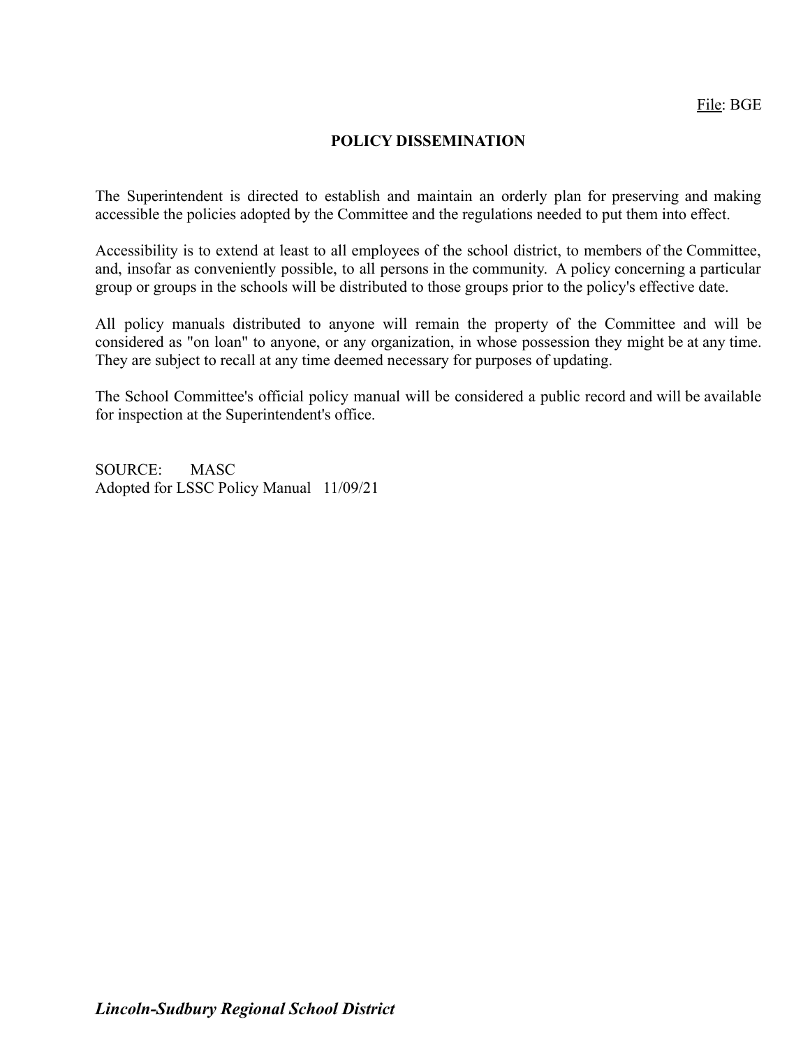File: BGE

# POLICY DISSEMINATION

The Superintendent is directed to establish and maintain an orderly plan for preserving and making accessible the policies adopted by the Committee and the regulations needed to put them into effect.

Accessibility is to extend at least to all employees of the school district, to members of the Committee, and, insofar as conveniently possible, to all persons in the community. A policy concerning a particular group or groups in the schools will be distributed to those groups prior to the policy's effective date.

All policy manuals distributed to anyone will remain the property of the Committee and will be considered as "on loan" to anyone, or any organization, in whose possession they might be at any time. They are subject to recall at any time deemed necessary for purposes of updating.

The School Committee's official policy manual will be considered a public record and will be available for inspection at the Superintendent's office.

SOURCE: MASC
Adopted for LSSC Policy Manual 11/09/21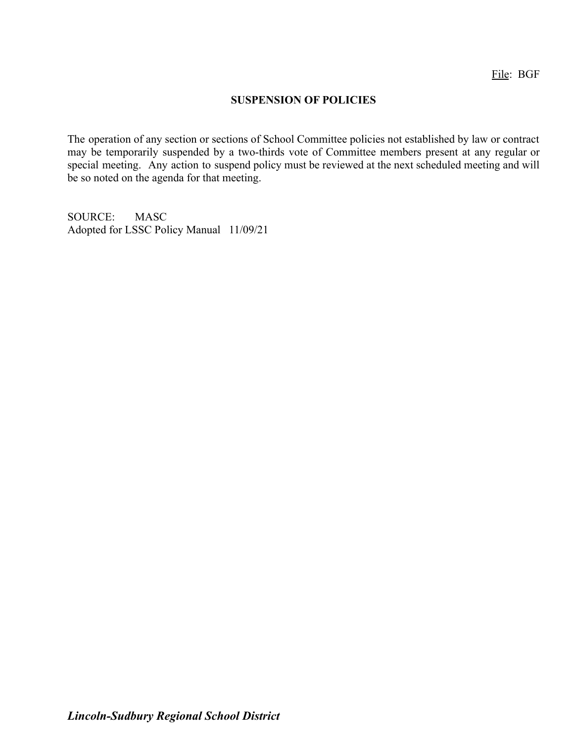File: BGF

# SUSPENSION OF POLICIES

The operation of any section or sections of School Committee policies not established by law or contract may be temporarily suspended by a two-thirds vote of Committee members present at any regular or special meeting. Any action to suspend policy must be reviewed at the next scheduled meeting and will be so noted on the agenda for that meeting.

SOURCE: MASC
Adopted for LSSC Policy Manual 11/09/21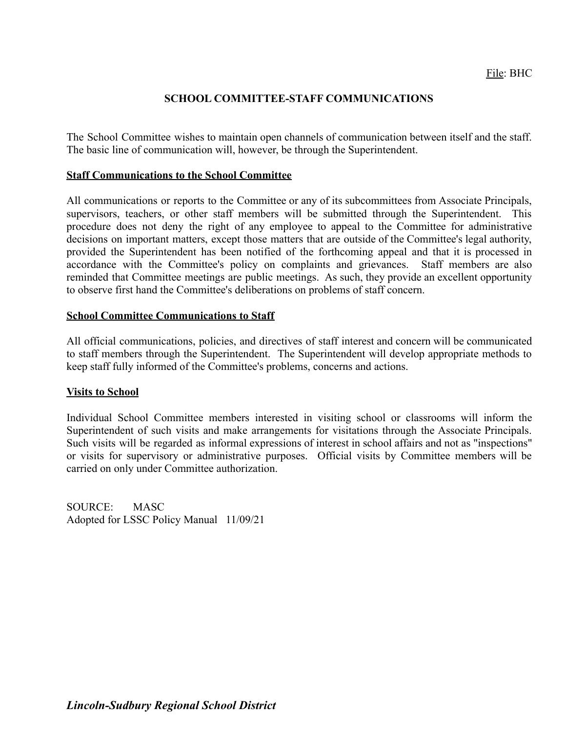File: BHC

# SCHOOL COMMITTEE-STAFF COMMUNICATIONS

The School Committee wishes to maintain open channels of communication between itself and the staff. The basic line of communication will, however, be through the Superintendent.

## Staff Communications to the School Committee

All communications or reports to the Committee or any of its subcommittees from Associate Principals, supervisors, teachers, or other staff members will be submitted through the Superintendent. This procedure does not deny the right of any employee to appeal to the Committee for administrative decisions on important matters, except those matters that are outside of the Committee's legal authority, provided the Superintendent has been notified of the forthcoming appeal and that it is processed in accordance with the Committee's policy on complaints and grievances. Staff members are also reminded that Committee meetings are public meetings. As such, they provide an excellent opportunity to observe first hand the Committee's deliberations on problems of staff concern.

## School Committee Communications to Staff

All official communications, policies, and directives of staff interest and concern will be communicated to staff members through the Superintendent. The Superintendent will develop appropriate methods to keep staff fully informed of the Committee's problems, concerns and actions.

## Visits to School

Individual School Committee members interested in visiting school or classrooms will inform the Superintendent of such visits and make arrangements for visitations through the Associate Principals. Such visits will be regarded as informal expressions of interest in school affairs and not as "inspections" or visits for supervisory or administrative purposes. Official visits by Committee members will be carried on only under Committee authorization.

SOURCE: MASC
Adopted for LSSC Policy Manual 11/09/21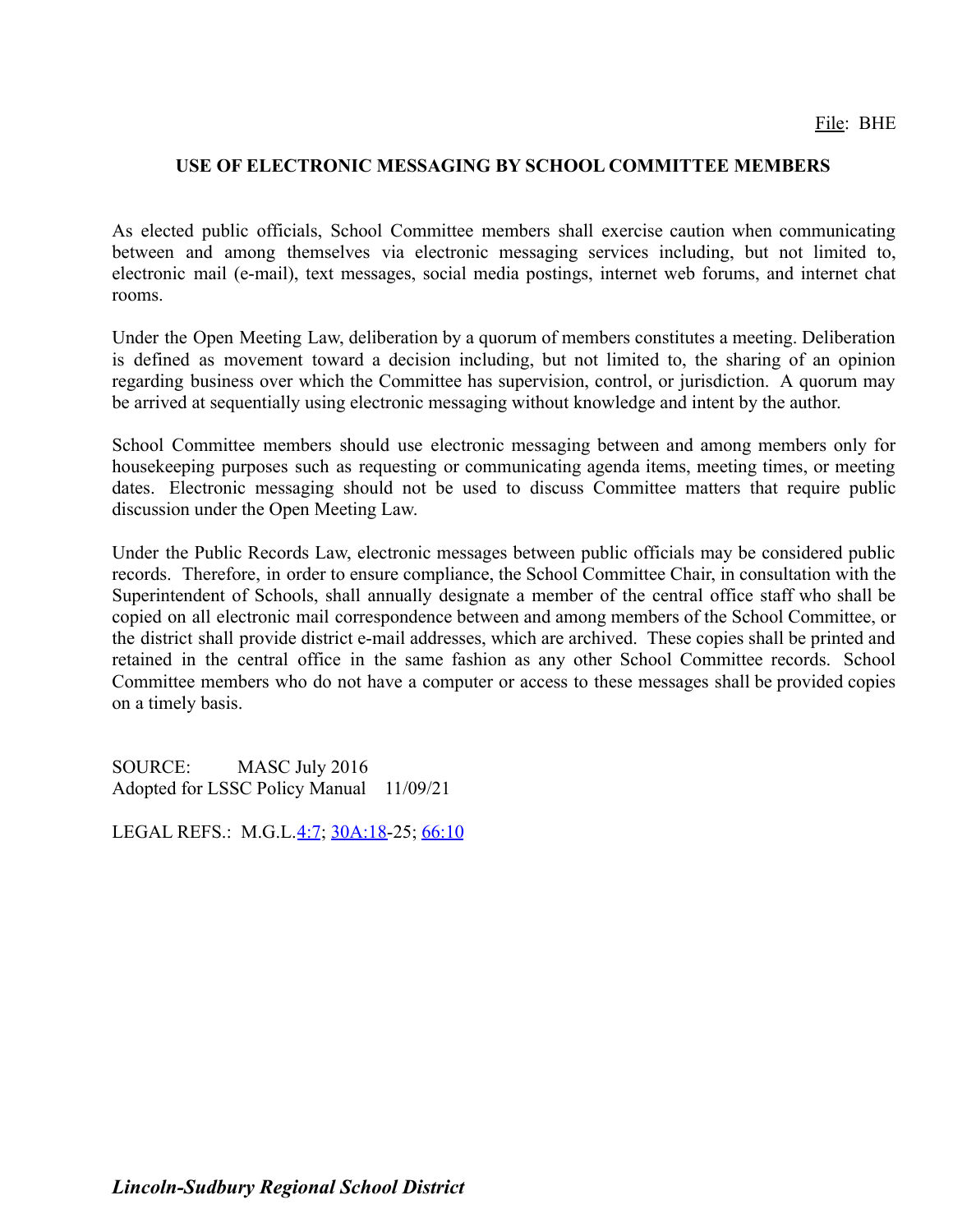File: BHE

## USE OF ELECTRONIC MESSAGING BY SCHOOL COMMITTEE MEMBERS

As elected public officials, School Committee members shall exercise caution when communicating between and among themselves via electronic messaging services including, but not limited to, electronic mail (e-mail), text messages, social media postings, internet web forums, and internet chat rooms.

Under the Open Meeting Law, deliberation by a quorum of members constitutes a meeting. Deliberation is defined as movement toward a decision including, but not limited to, the sharing of an opinion regarding business over which the Committee has supervision, control, or jurisdiction. A quorum may be arrived at sequentially using electronic messaging without knowledge and intent by the author.

School Committee members should use electronic messaging between and among members only for housekeeping purposes such as requesting or communicating agenda items, meeting times, or meeting dates. Electronic messaging should not be used to discuss Committee matters that require public discussion under the Open Meeting Law.

Under the Public Records Law, electronic messages between public officials may be considered public records. Therefore, in order to ensure compliance, the School Committee Chair, in consultation with the Superintendent of Schools, shall annually designate a member of the central office staff who shall be copied on all electronic mail correspondence between and among members of the School Committee, or the district shall provide district e-mail addresses, which are archived. These copies shall be printed and retained in the central office in the same fashion as any other School Committee records. School Committee members who do not have a computer or access to these messages shall be provided copies on a timely basis.

SOURCE: MASC July 2016
Adopted for LSSC Policy Manual 11/09/21

LEGAL REFS.: M.G.L. 4:7; 30A:18-25; 66:10

*Lincoln-Sudbury Regional School District*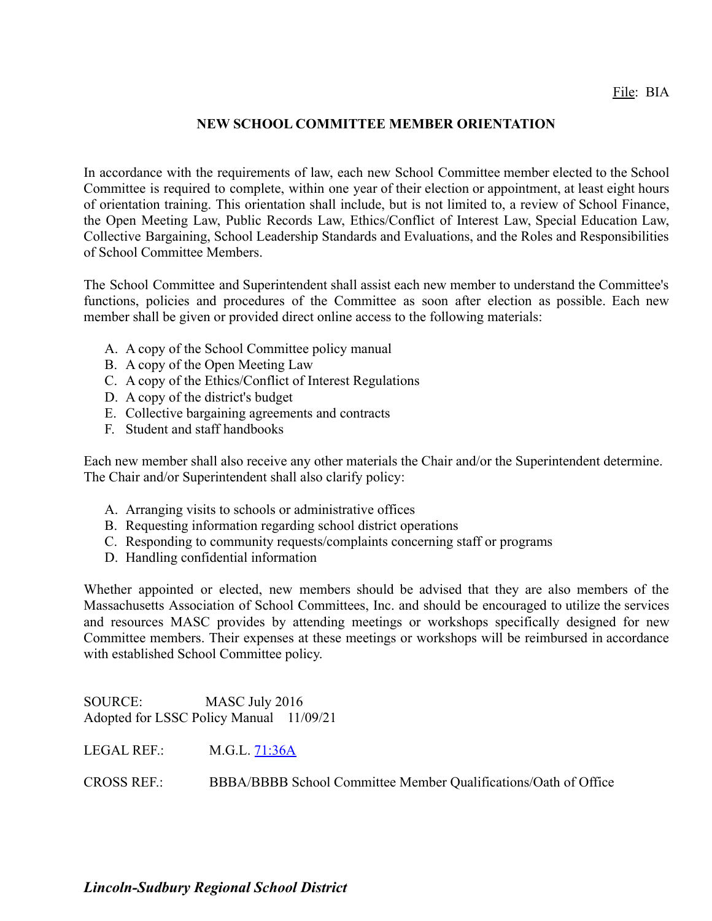File: BIA

# NEW SCHOOL COMMITTEE MEMBER ORIENTATION

In accordance with the requirements of law, each new School Committee member elected to the School Committee is required to complete, within one year of their election or appointment, at least eight hours of orientation training. This orientation shall include, but is not limited to, a review of School Finance, the Open Meeting Law, Public Records Law, Ethics/Conflict of Interest Law, Special Education Law, Collective Bargaining, School Leadership Standards and Evaluations, and the Roles and Responsibilities of School Committee Members.

The School Committee and Superintendent shall assist each new member to understand the Committee's functions, policies and procedures of the Committee as soon after election as possible. Each new member shall be given or provided direct online access to the following materials:

A. A copy of the School Committee policy manual
B. A copy of the Open Meeting Law
C. A copy of the Ethics/Conflict of Interest Regulations
D. A copy of the district's budget
E. Collective bargaining agreements and contracts
F. Student and staff handbooks

Each new member shall also receive any other materials the Chair and/or the Superintendent determine. The Chair and/or Superintendent shall also clarify policy:

A. Arranging visits to schools or administrative offices
B. Requesting information regarding school district operations
C. Responding to community requests/complaints concerning staff or programs
D. Handling confidential information

Whether appointed or elected, new members should be advised that they are also members of the Massachusetts Association of School Committees, Inc. and should be encouraged to utilize the services and resources MASC provides by attending meetings or workshops specifically designed for new Committee members. Their expenses at these meetings or workshops will be reimbursed in accordance with established School Committee policy.

SOURCE: MASC July 2016
Adopted for LSSC Policy Manual 11/09/21

LEGAL REF.: M.G.L. 71:36A

CROSS REF.: BBBA/BBBB School Committee Member Qualifications/Oath of Office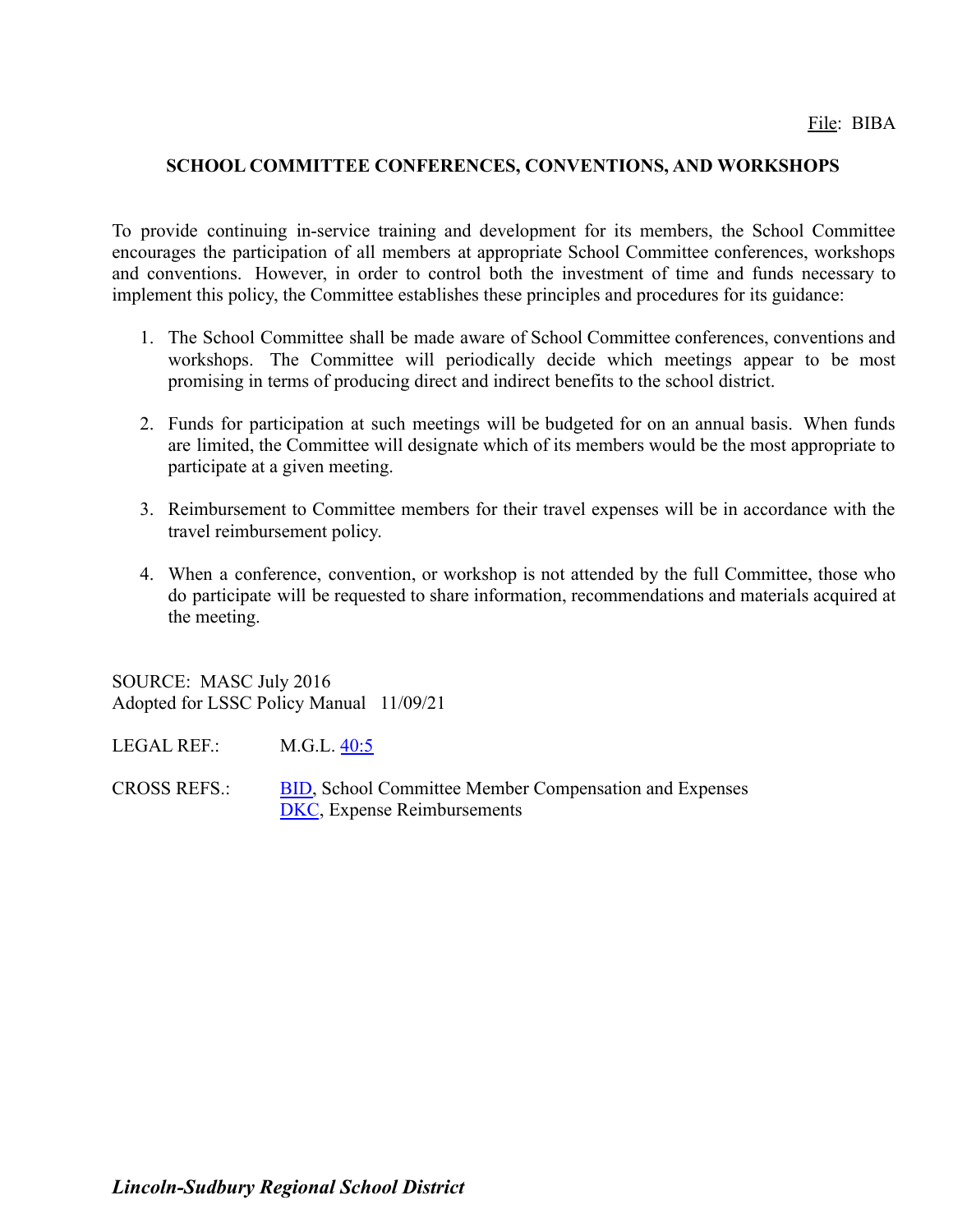File: BIBA

## SCHOOL COMMITTEE CONFERENCES, CONVENTIONS, AND WORKSHOPS

To provide continuing in-service training and development for its members, the School Committee encourages the participation of all members at appropriate School Committee conferences, workshops and conventions. However, in order to control both the investment of time and funds necessary to implement this policy, the Committee establishes these principles and procedures for its guidance:

1. The School Committee shall be made aware of School Committee conferences, conventions and workshops. The Committee will periodically decide which meetings appear to be most promising in terms of producing direct and indirect benefits to the school district.

2. Funds for participation at such meetings will be budgeted for on an annual basis. When funds are limited, the Committee will designate which of its members would be the most appropriate to participate at a given meeting.

3. Reimbursement to Committee members for their travel expenses will be in accordance with the travel reimbursement policy.

4. When a conference, convention, or workshop is not attended by the full Committee, those who do participate will be requested to share information, recommendations and materials acquired at the meeting.

SOURCE: MASC July 2016
Adopted for LSSC Policy Manual 11/09/21

LEGAL REF.: M.G.L. 40:5

CROSS REFS.: BID, School Committee Member Compensation and Expenses
DKC, Expense Reimbursements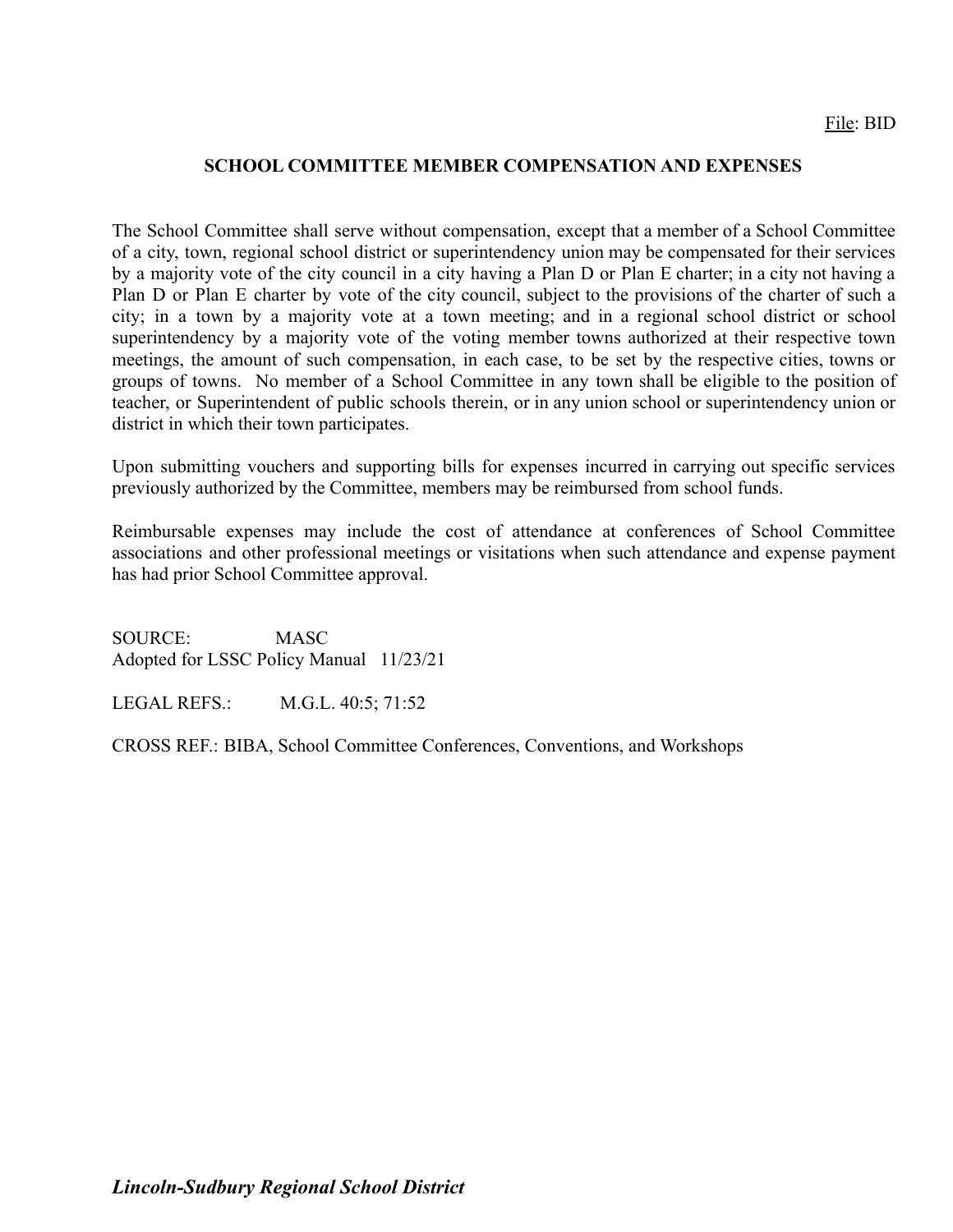File: BID

# SCHOOL COMMITTEE MEMBER COMPENSATION AND EXPENSES

The School Committee shall serve without compensation, except that a member of a School Committee of a city, town, regional school district or superintendency union may be compensated for their services by a majority vote of the city council in a city having a Plan D or Plan E charter; in a city not having a Plan D or Plan E charter by vote of the city council, subject to the provisions of the charter of such a city; in a town by a majority vote at a town meeting; and in a regional school district or school superintendency by a majority vote of the voting member towns authorized at their respective town meetings, the amount of such compensation, in each case, to be set by the respective cities, towns or groups of towns. No member of a School Committee in any town shall be eligible to the position of teacher, or Superintendent of public schools therein, or in any union school or superintendency union or district in which their town participates.

Upon submitting vouchers and supporting bills for expenses incurred in carrying out specific services previously authorized by the Committee, members may be reimbursed from school funds.

Reimbursable expenses may include the cost of attendance at conferences of School Committee associations and other professional meetings or visitations when such attendance and expense payment has had prior School Committee approval.

SOURCE: MASC
Adopted for LSSC Policy Manual 11/23/21

LEGAL REFS.: M.G.L. 40:5; 71:52

CROSS REF.: BIBA, School Committee Conferences, Conventions, and Workshops

***Lincoln-Sudbury Regional School District***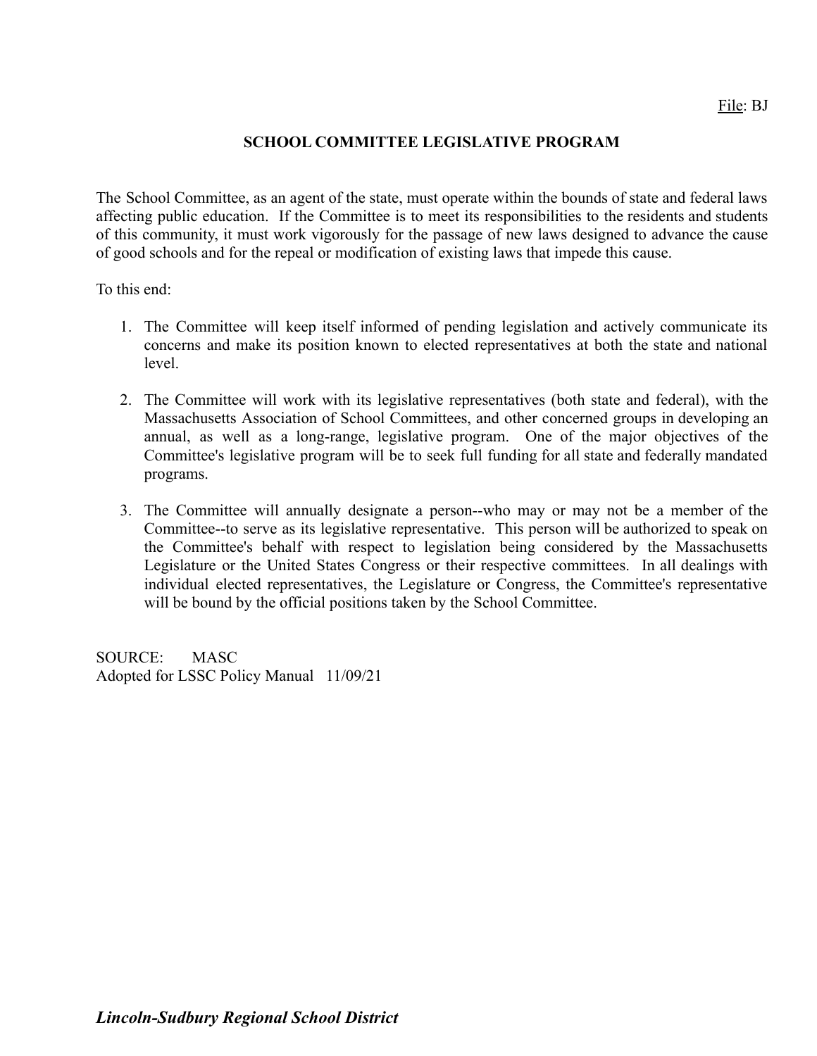File: BJ

# SCHOOL COMMITTEE LEGISLATIVE PROGRAM

The School Committee, as an agent of the state, must operate within the bounds of state and federal laws affecting public education. If the Committee is to meet its responsibilities to the residents and students of this community, it must work vigorously for the passage of new laws designed to advance the cause of good schools and for the repeal or modification of existing laws that impede this cause.

To this end:

1. The Committee will keep itself informed of pending legislation and actively communicate its concerns and make its position known to elected representatives at both the state and national level.

2. The Committee will work with its legislative representatives (both state and federal), with the Massachusetts Association of School Committees, and other concerned groups in developing an annual, as well as a long-range, legislative program. One of the major objectives of the Committee's legislative program will be to seek full funding for all state and federally mandated programs.

3. The Committee will annually designate a person--who may or may not be a member of the Committee--to serve as its legislative representative. This person will be authorized to speak on the Committee's behalf with respect to legislation being considered by the Massachusetts Legislature or the United States Congress or their respective committees. In all dealings with individual elected representatives, the Legislature or Congress, the Committee's representative will be bound by the official positions taken by the School Committee.

SOURCE: MASC
Adopted for LSSC Policy Manual 11/09/21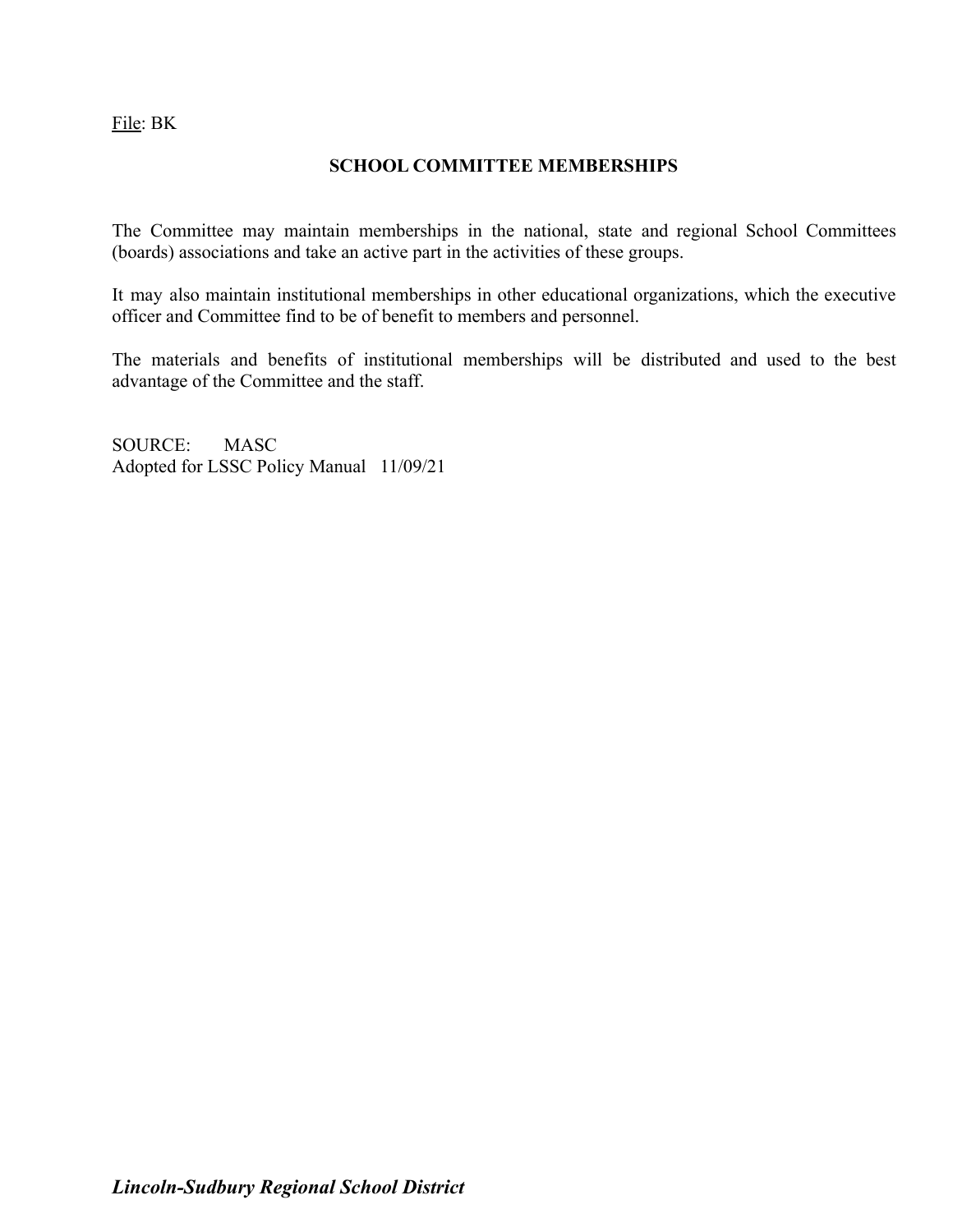File: BK

## SCHOOL COMMITTEE MEMBERSHIPS

The Committee may maintain memberships in the national, state and regional School Committees (boards) associations and take an active part in the activities of these groups.

It may also maintain institutional memberships in other educational organizations, which the executive officer and Committee find to be of benefit to members and personnel.

The materials and benefits of institutional memberships will be distributed and used to the best advantage of the Committee and the staff.

SOURCE: MASC
Adopted for LSSC Policy Manual 11/09/21